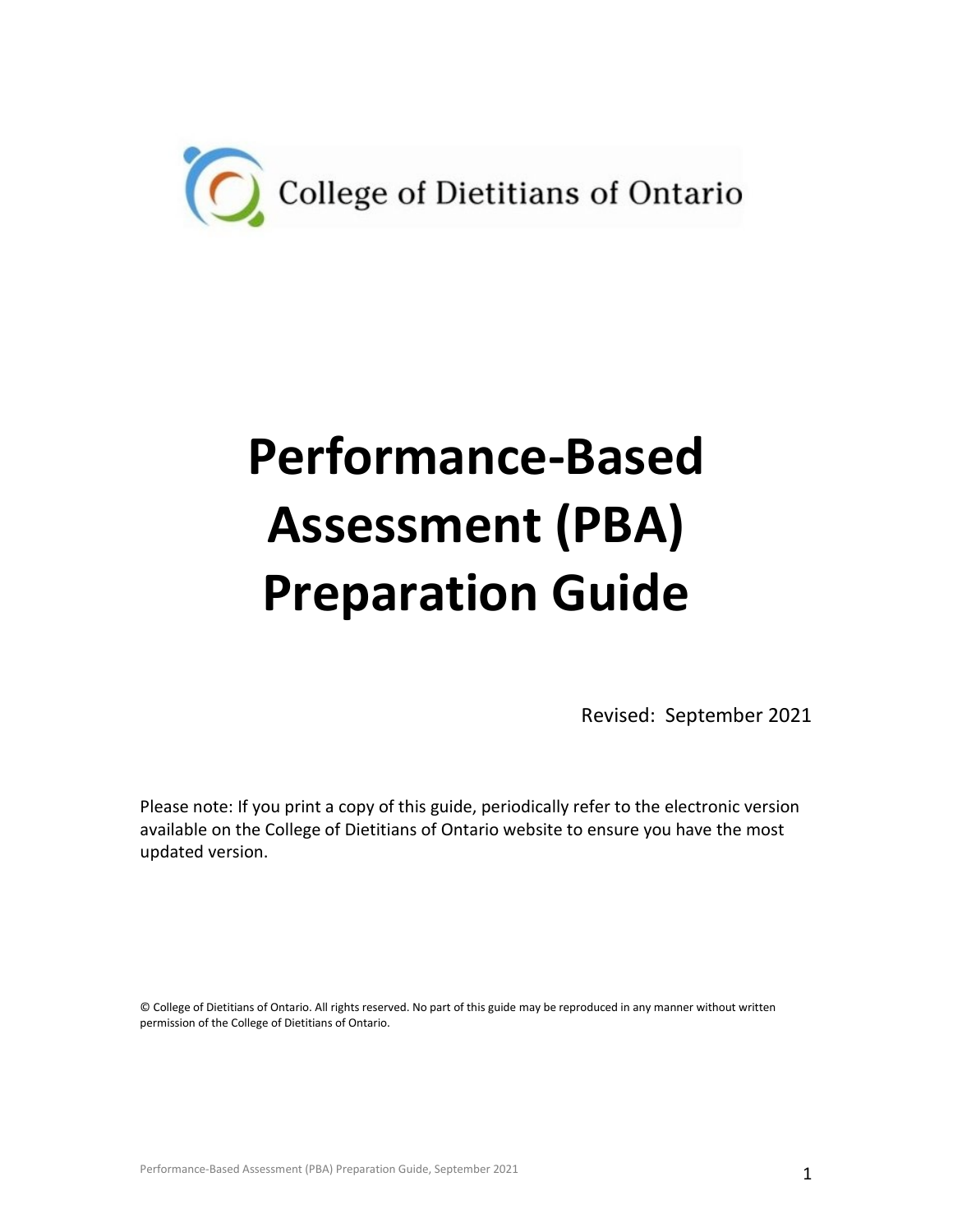College of Dietitians of Ontario

# Performance-Based Assessment (PBA) Preparation Guide

Revised: September 2021

Please note: If you print a copy of this guide, periodically refer to the electronic version available on the College of Dietitians of Ontario website to ensure you have the most updated version.

© College of Dietitians of Ontario. All rights reserved. No part of this guide may be reproduced in any manner without written permission of the College of Dietitians of Ontario.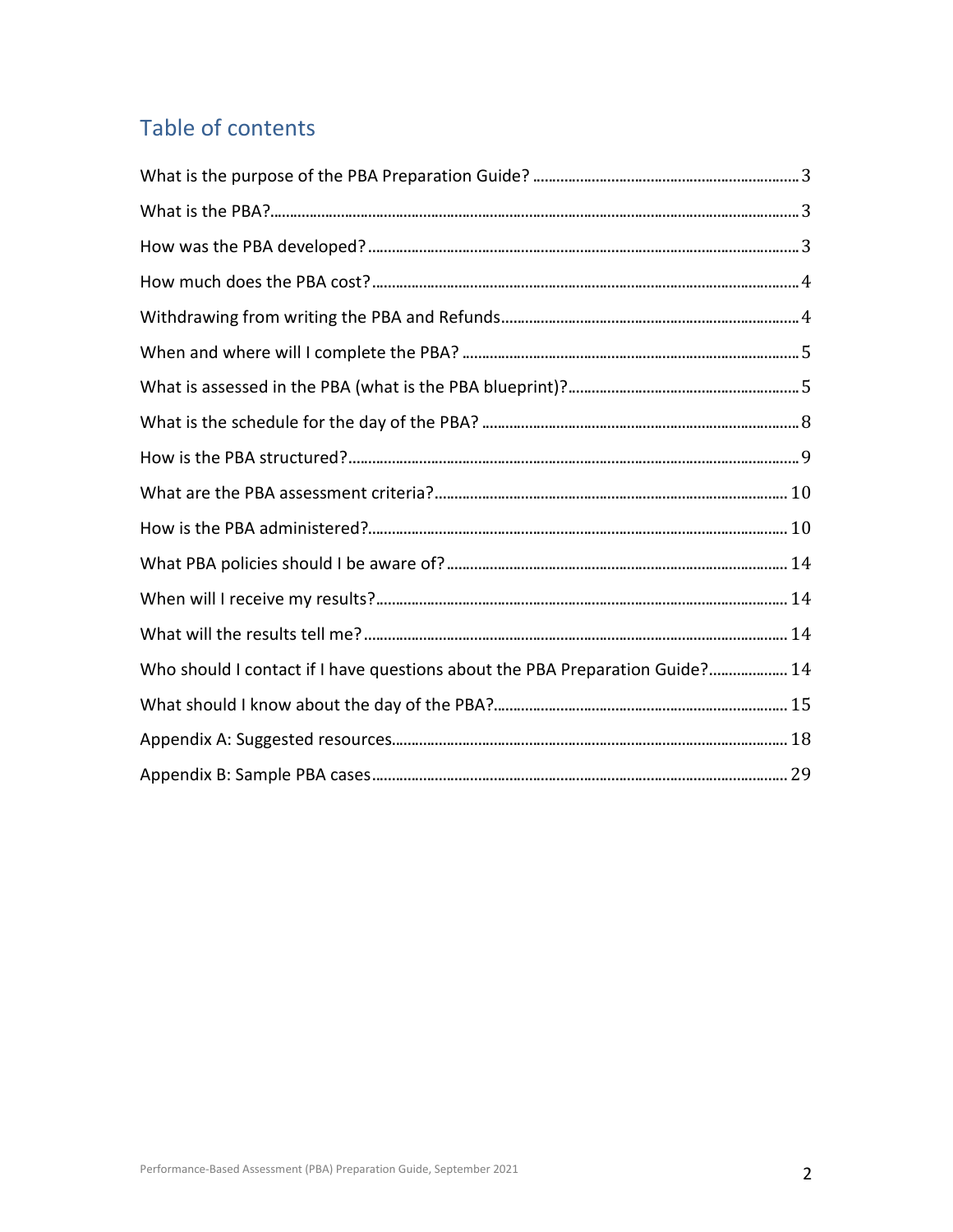## Table of contents

What is the purpose of the PBA Preparation Guide? ........ 3

What is the PBA? ........ 3

How was the PBA developed? ........ 3

How much does the PBA cost? ........ 4

Withdrawing from writing the PBA and Refunds ........ 4

When and where will I complete the PBA? ........ 5

What is assessed in the PBA (what is the PBA blueprint)? ........ 5

What is the schedule for the day of the PBA? ........ 8

How is the PBA structured? ........ 9

What are the PBA assessment criteria? ........ 10

How is the PBA administered? ........ 10

What PBA policies should I be aware of? ........ 14

When will I receive my results? ........ 14

What will the results tell me? ........ 14

Who should I contact if I have questions about the PBA Preparation Guide? ........ 14

What should I know about the day of the PBA? ........ 15

Appendix A: Suggested resources ........ 18

Appendix B: Sample PBA cases ........ 29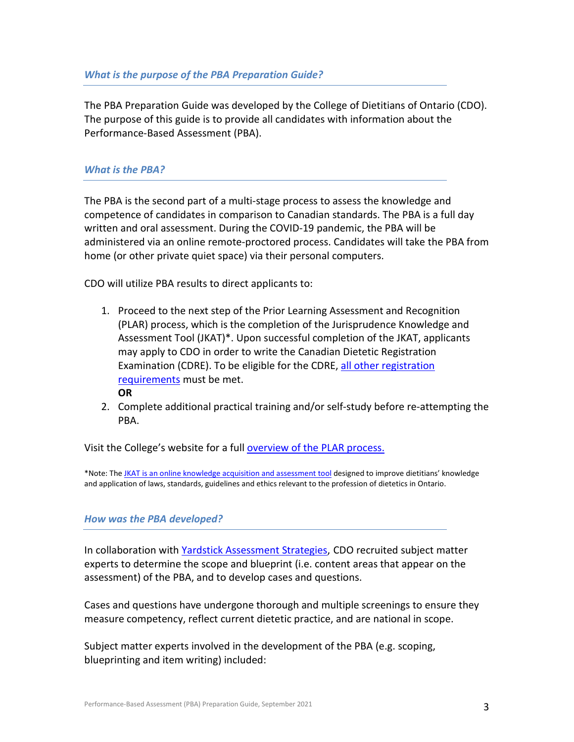### *What is the purpose of the PBA Preparation Guide?*

The PBA Preparation Guide was developed by the College of Dietitians of Ontario (CDO). The purpose of this guide is to provide all candidates with information about the Performance-Based Assessment (PBA).

### *What is the PBA?*

The PBA is the second part of a multi-stage process to assess the knowledge and competence of candidates in comparison to Canadian standards. The PBA is a full day written and oral assessment. During the COVID-19 pandemic, the PBA will be administered via an online remote-proctored process. Candidates will take the PBA from home (or other private quiet space) via their personal computers.

CDO will utilize PBA results to direct applicants to:

1. Proceed to the next step of the Prior Learning Assessment and Recognition (PLAR) process, which is the completion of the Jurisprudence Knowledge and Assessment Tool (JKAT)*. Upon successful completion of the JKAT, applicants may apply to CDO in order to write the Canadian Dietetic Registration Examination (CDRE). To be eligible for the CDRE, all other registration requirements must be met.
   **OR**
2. Complete additional practical training and/or self-study before re-attempting the PBA.

Visit the College's website for a full overview of the PLAR process.

*Note: The JKAT is an online knowledge acquisition and assessment tool designed to improve dietitians' knowledge and application of laws, standards, guidelines and ethics relevant to the profession of dietetics in Ontario.

### *How was the PBA developed?*

In collaboration with Yardstick Assessment Strategies, CDO recruited subject matter experts to determine the scope and blueprint (i.e. content areas that appear on the assessment) of the PBA, and to develop cases and questions.

Cases and questions have undergone thorough and multiple screenings to ensure they measure competency, reflect current dietetic practice, and are national in scope.

Subject matter experts involved in the development of the PBA (e.g. scoping, blueprinting and item writing) included: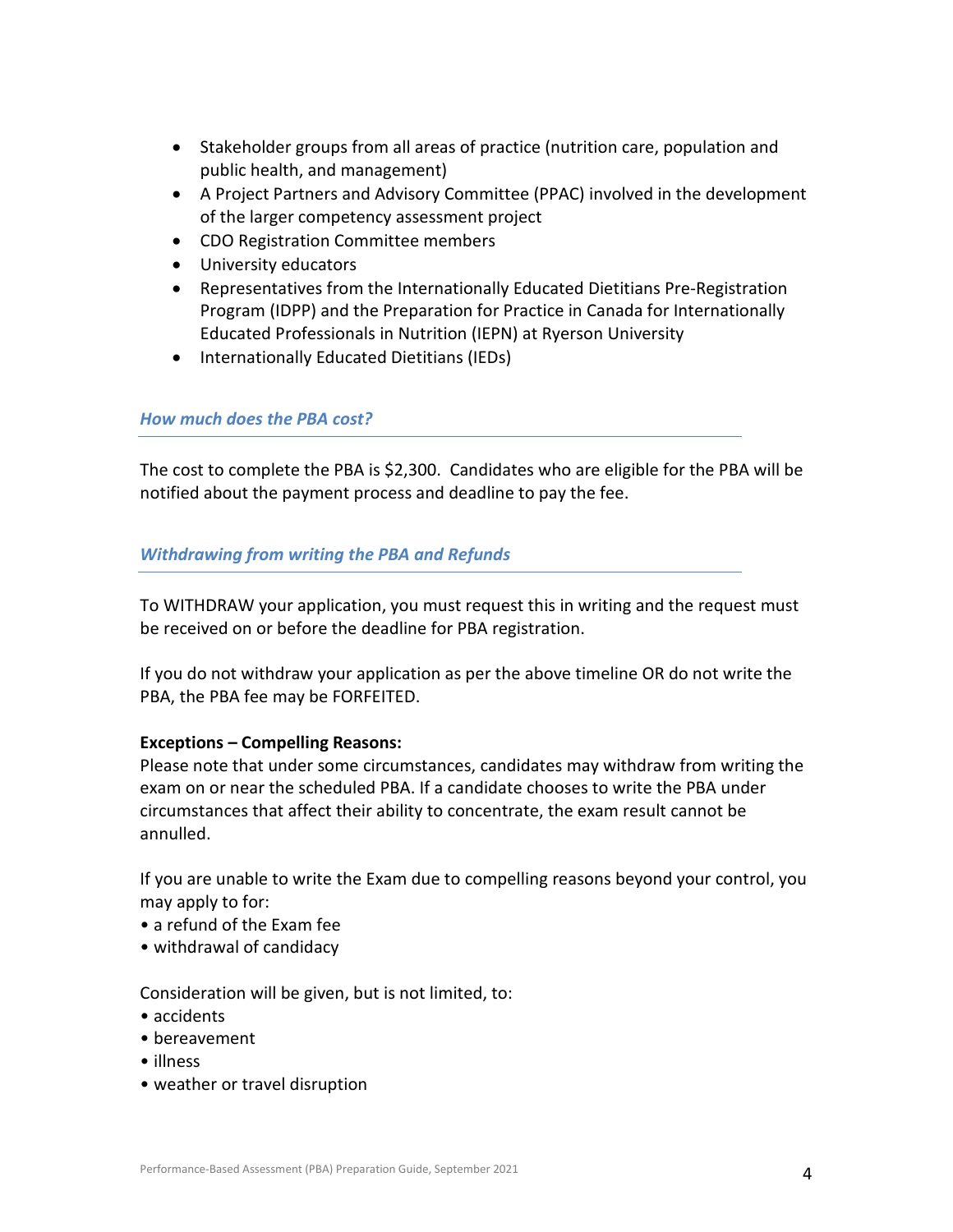- Stakeholder groups from all areas of practice (nutrition care, population and public health, and management)
- A Project Partners and Advisory Committee (PPAC) involved in the development of the larger competency assessment project
- CDO Registration Committee members
- University educators
- Representatives from the Internationally Educated Dietitians Pre-Registration Program (IDPP) and the Preparation for Practice in Canada for Internationally Educated Professionals in Nutrition (IEPN) at Ryerson University
- Internationally Educated Dietitians (IEDs)

### *How much does the PBA cost?*

The cost to complete the PBA is $2,300. Candidates who are eligible for the PBA will be notified about the payment process and deadline to pay the fee.

### *Withdrawing from writing the PBA and Refunds*

To WITHDRAW your application, you must request this in writing and the request must be received on or before the deadline for PBA registration.

If you do not withdraw your application as per the above timeline OR do not write the PBA, the PBA fee may be FORFEITED.

**Exceptions – Compelling Reasons:**
Please note that under some circumstances, candidates may withdraw from writing the exam on or near the scheduled PBA. If a candidate chooses to write the PBA under circumstances that affect their ability to concentrate, the exam result cannot be annulled.

If you are unable to write the Exam due to compelling reasons beyond your control, you may apply to for:

- a refund of the Exam fee
- withdrawal of candidacy

Consideration will be given, but is not limited, to:

- accidents
- bereavement
- illness
- weather or travel disruption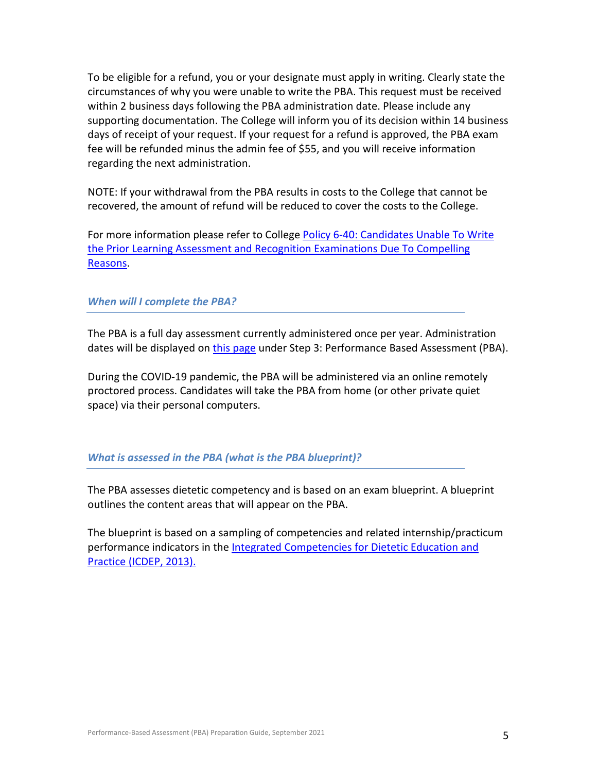To be eligible for a refund, you or your designate must apply in writing. Clearly state the circumstances of why you were unable to write the PBA. This request must be received within 2 business days following the PBA administration date. Please include any supporting documentation. The College will inform you of its decision within 14 business days of receipt of your request. If your request for a refund is approved, the PBA exam fee will be refunded minus the admin fee of $55, and you will receive information regarding the next administration.

NOTE: If your withdrawal from the PBA results in costs to the College that cannot be recovered, the amount of refund will be reduced to cover the costs to the College.

For more information please refer to College Policy 6-40: Candidates Unable To Write the Prior Learning Assessment and Recognition Examinations Due To Compelling Reasons.

### *When will I complete the PBA?*

The PBA is a full day assessment currently administered once per year. Administration dates will be displayed on this page under Step 3: Performance Based Assessment (PBA).

During the COVID-19 pandemic, the PBA will be administered via an online remotely proctored process. Candidates will take the PBA from home (or other private quiet space) via their personal computers.

### *What is assessed in the PBA (what is the PBA blueprint)?*

The PBA assesses dietetic competency and is based on an exam blueprint. A blueprint outlines the content areas that will appear on the PBA.

The blueprint is based on a sampling of competencies and related internship/practicum performance indicators in the Integrated Competencies for Dietetic Education and Practice (ICDEP, 2013).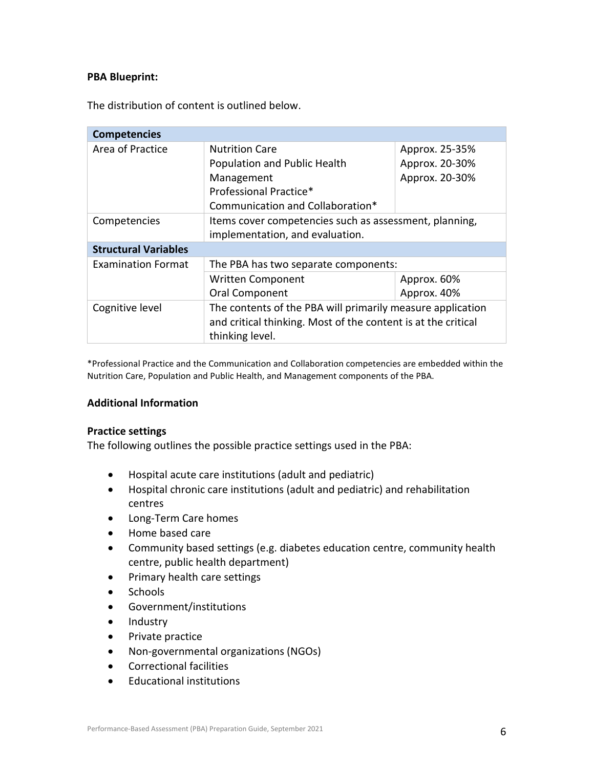**PBA Blueprint:**

The distribution of content is outlined below.

| **Competencies** | | |
|---|---|---|
| Area of Practice | Nutrition Care<br>Population and Public Health<br>Management<br>Professional Practice*<br>Communication and Collaboration* | Approx. 25-35%<br>Approx. 20-30%<br>Approx. 20-30% |
| Competencies | Items cover competencies such as assessment, planning, implementation, and evaluation. | |
| **Structural Variables** | | |
| Examination Format | The PBA has two separate components: | |
| | Written Component<br>Oral Component | Approx. 60%<br>Approx. 40% |
| Cognitive level | The contents of the PBA will primarily measure application and critical thinking. Most of the content is at the critical thinking level. | |

*Professional Practice and the Communication and Collaboration competencies are embedded within the Nutrition Care, Population and Public Health, and Management components of the PBA.

**Additional Information**

**Practice settings**

The following outlines the possible practice settings used in the PBA:

- Hospital acute care institutions (adult and pediatric)
- Hospital chronic care institutions (adult and pediatric) and rehabilitation centres
- Long-Term Care homes
- Home based care
- Community based settings (e.g. diabetes education centre, community health centre, public health department)
- Primary health care settings
- Schools
- Government/institutions
- Industry
- Private practice
- Non-governmental organizations (NGOs)
- Correctional facilities
- Educational institutions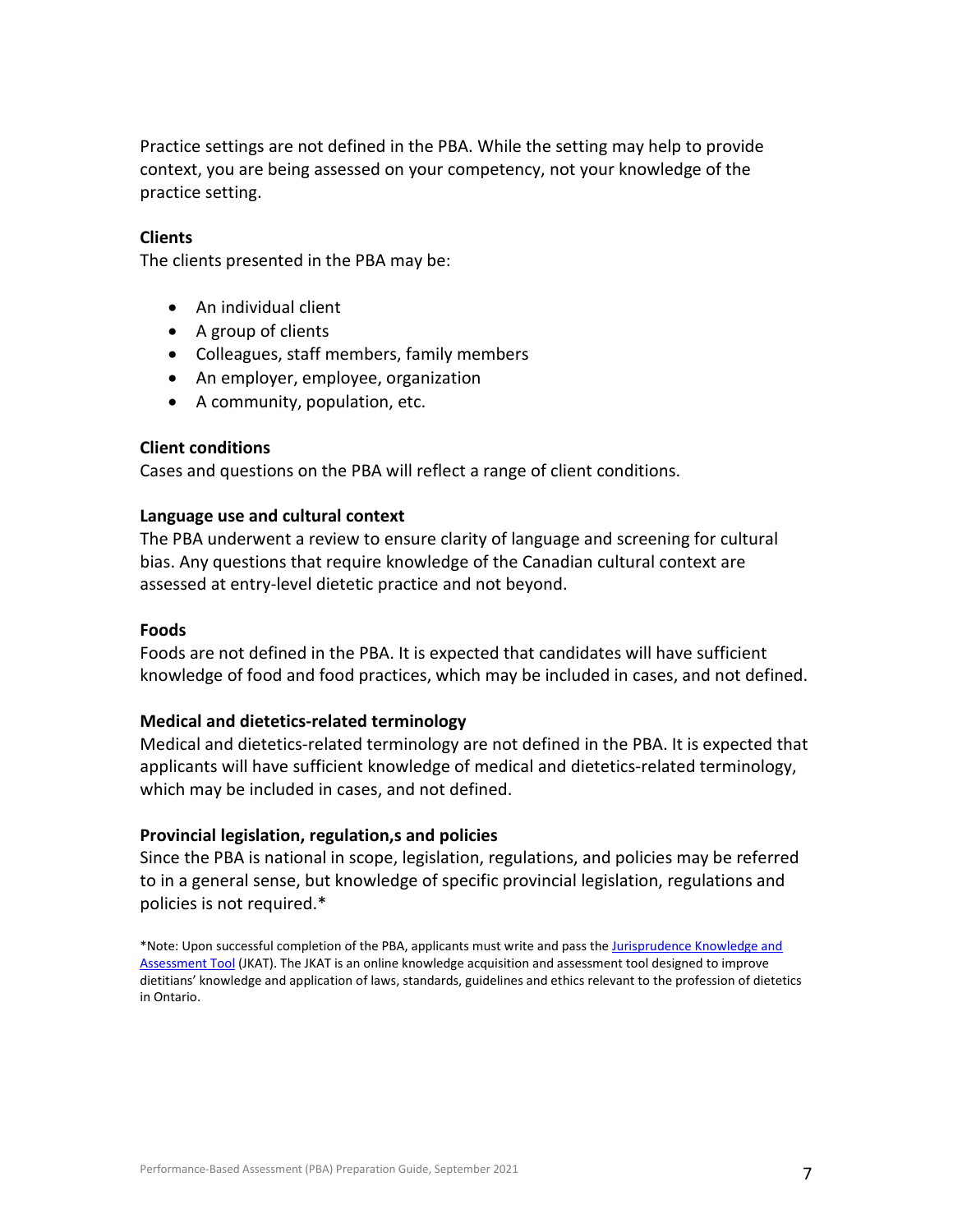Practice settings are not defined in the PBA. While the setting may help to provide context, you are being assessed on your competency, not your knowledge of the practice setting.

**Clients**

The clients presented in the PBA may be:

- An individual client
- A group of clients
- Colleagues, staff members, family members
- An employer, employee, organization
- A community, population, etc.

**Client conditions**

Cases and questions on the PBA will reflect a range of client conditions.

**Language use and cultural context**

The PBA underwent a review to ensure clarity of language and screening for cultural bias. Any questions that require knowledge of the Canadian cultural context are assessed at entry-level dietetic practice and not beyond.

**Foods**

Foods are not defined in the PBA. It is expected that candidates will have sufficient knowledge of food and food practices, which may be included in cases, and not defined.

**Medical and dietetics-related terminology**

Medical and dietetics-related terminology are not defined in the PBA. It is expected that applicants will have sufficient knowledge of medical and dietetics-related terminology, which may be included in cases, and not defined.

**Provincial legislation, regulation,s and policies**

Since the PBA is national in scope, legislation, regulations, and policies may be referred to in a general sense, but knowledge of specific provincial legislation, regulations and policies is not required.*

*Note: Upon successful completion of the PBA, applicants must write and pass the Jurisprudence Knowledge and Assessment Tool (JKAT). The JKAT is an online knowledge acquisition and assessment tool designed to improve dietitians' knowledge and application of laws, standards, guidelines and ethics relevant to the profession of dietetics in Ontario.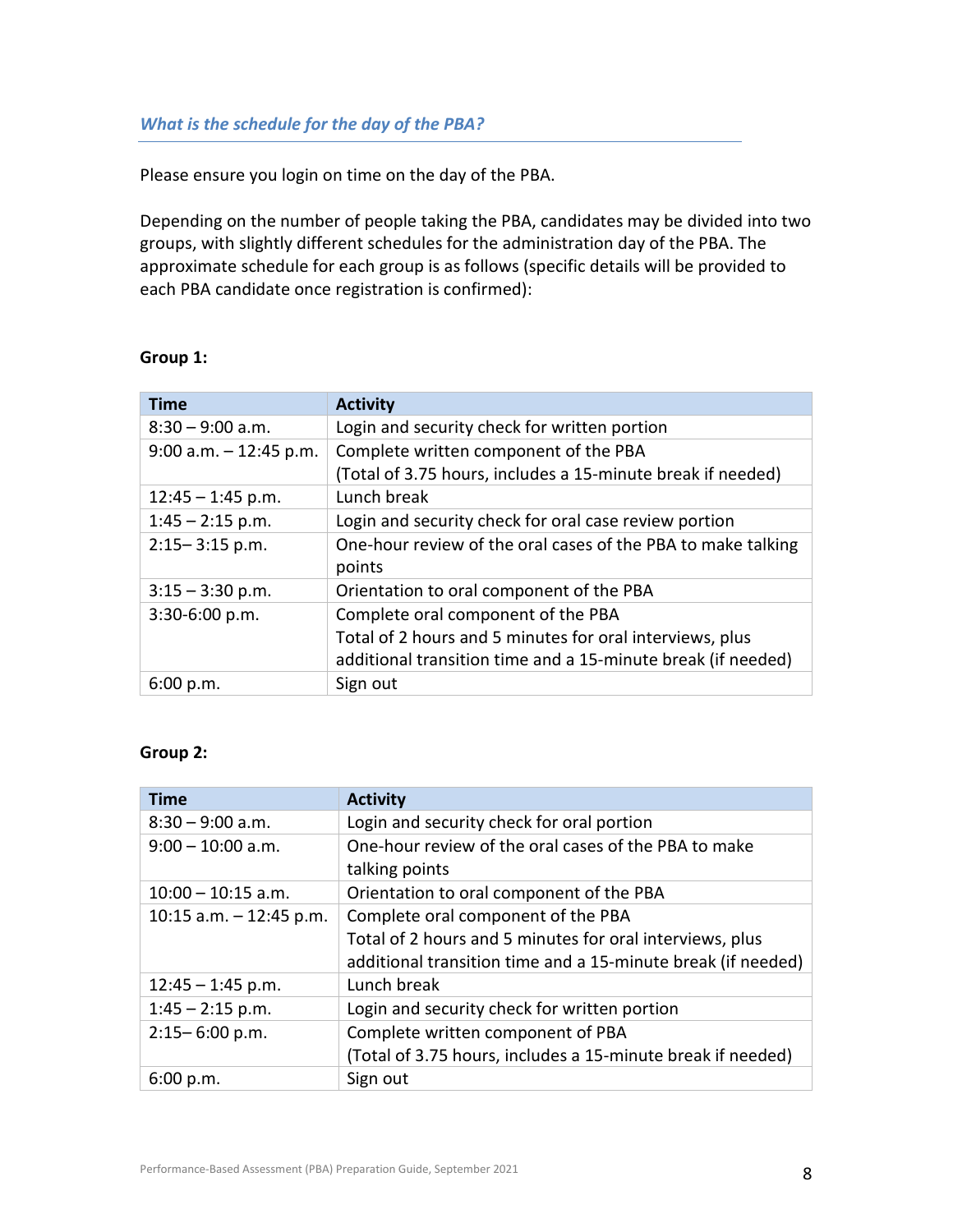### *What is the schedule for the day of the PBA?*

Please ensure you login on time on the day of the PBA.

Depending on the number of people taking the PBA, candidates may be divided into two groups, with slightly different schedules for the administration day of the PBA. The approximate schedule for each group is as follows (specific details will be provided to each PBA candidate once registration is confirmed):

**Group 1:**

| Time | Activity |
|---|---|
| 8:30 – 9:00 a.m. | Login and security check for written portion |
| 9:00 a.m. – 12:45 p.m. | Complete written component of the PBA<br>(Total of 3.75 hours, includes a 15-minute break if needed) |
| 12:45 – 1:45 p.m. | Lunch break |
| 1:45 – 2:15 p.m. | Login and security check for oral case review portion |
| 2:15– 3:15 p.m. | One-hour review of the oral cases of the PBA to make talking points |
| 3:15 – 3:30 p.m. | Orientation to oral component of the PBA |
| 3:30-6:00 p.m. | Complete oral component of the PBA<br>Total of 2 hours and 5 minutes for oral interviews, plus additional transition time and a 15-minute break (if needed) |
| 6:00 p.m. | Sign out |

**Group 2:**

| Time | Activity |
|---|---|
| 8:30 – 9:00 a.m. | Login and security check for oral portion |
| 9:00 – 10:00 a.m. | One-hour review of the oral cases of the PBA to make talking points |
| 10:00 – 10:15 a.m. | Orientation to oral component of the PBA |
| 10:15 a.m. – 12:45 p.m. | Complete oral component of the PBA<br>Total of 2 hours and 5 minutes for oral interviews, plus additional transition time and a 15-minute break (if needed) |
| 12:45 – 1:45 p.m. | Lunch break |
| 1:45 – 2:15 p.m. | Login and security check for written portion |
| 2:15– 6:00 p.m. | Complete written component of PBA<br>(Total of 3.75 hours, includes a 15-minute break if needed) |
| 6:00 p.m. | Sign out |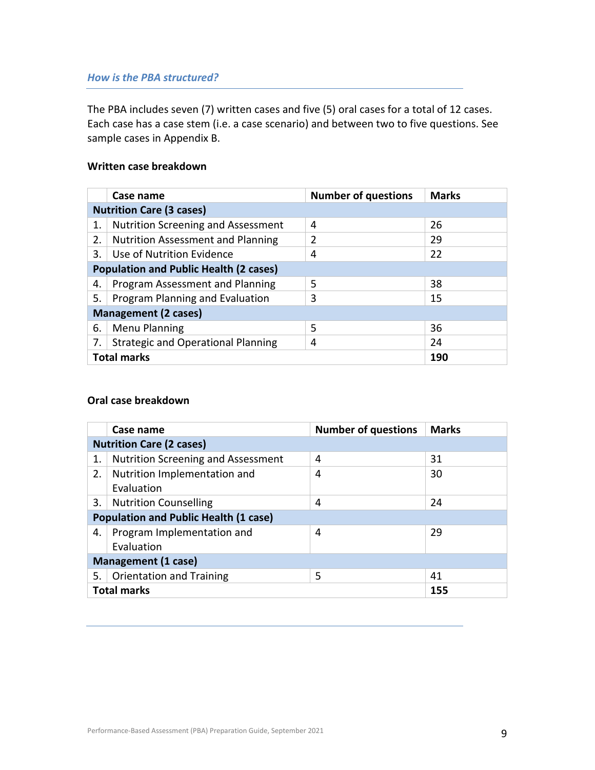### *How is the PBA structured?*

The PBA includes seven (7) written cases and five (5) oral cases for a total of 12 cases. Each case has a case stem (i.e. a case scenario) and between two to five questions. See sample cases in Appendix B.

**Written case breakdown**

| | Case name | Number of questions | Marks |
|---|---|---|---|
| **Nutrition Care (3 cases)** | | | |
| 1. | Nutrition Screening and Assessment | 4 | 26 |
| 2. | Nutrition Assessment and Planning | 2 | 29 |
| 3. | Use of Nutrition Evidence | 4 | 22 |
| **Population and Public Health (2 cases)** | | | |
| 4. | Program Assessment and Planning | 5 | 38 |
| 5. | Program Planning and Evaluation | 3 | 15 |
| **Management (2 cases)** | | | |
| 6. | Menu Planning | 5 | 36 |
| 7. | Strategic and Operational Planning | 4 | 24 |
| **Total marks** | | | **190** |

**Oral case breakdown**

| | Case name | Number of questions | Marks |
|---|---|---|---|
| **Nutrition Care (2 cases)** | | | |
| 1. | Nutrition Screening and Assessment | 4 | 31 |
| 2. | Nutrition Implementation and Evaluation | 4 | 30 |
| 3. | Nutrition Counselling | 4 | 24 |
| **Population and Public Health (1 case)** | | | |
| 4. | Program Implementation and Evaluation | 4 | 29 |
| **Management (1 case)** | | | |
| 5. | Orientation and Training | 5 | 41 |
| **Total marks** | | | **155** |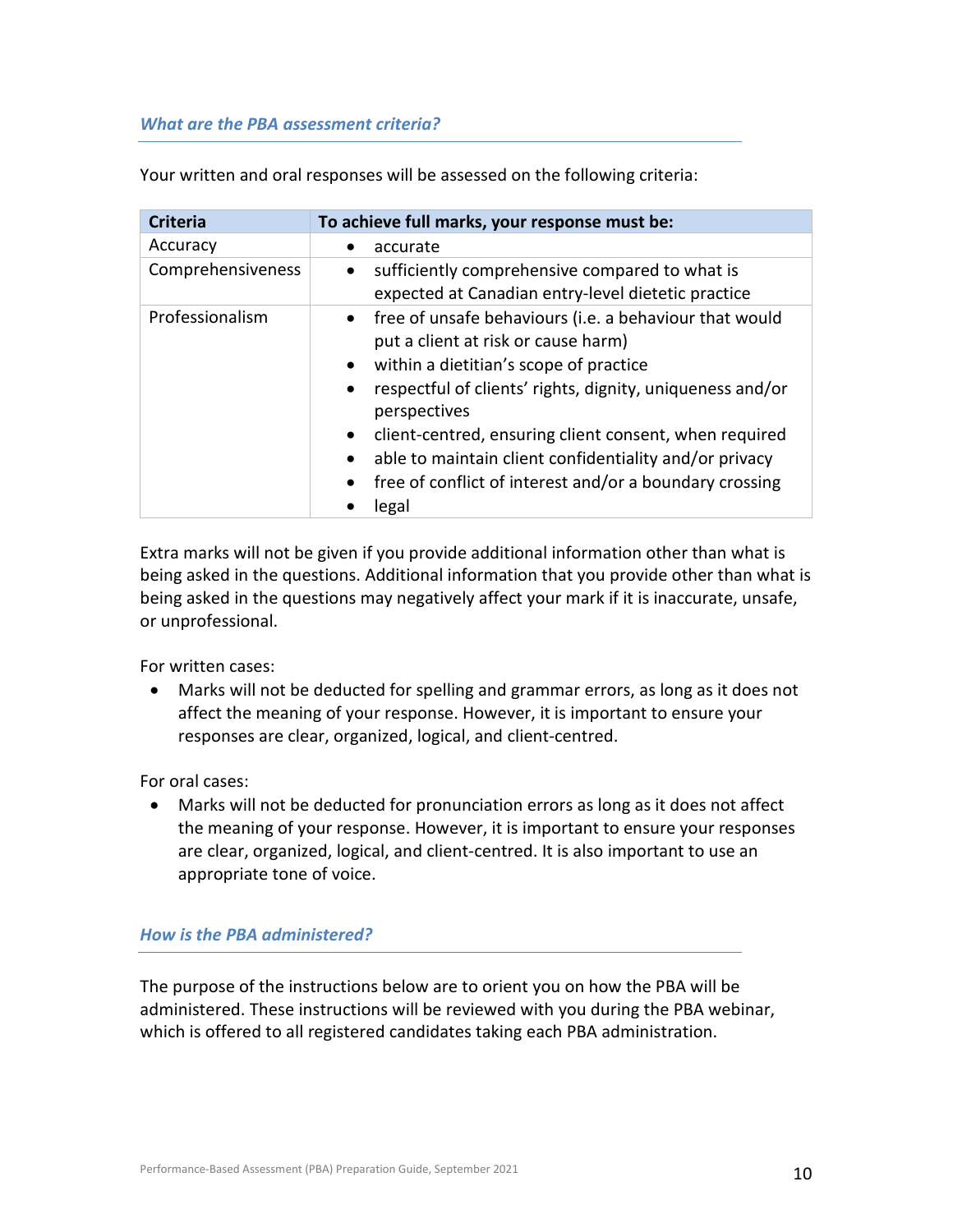### *What are the PBA assessment criteria?*

Your written and oral responses will be assessed on the following criteria:

| Criteria | To achieve full marks, your response must be: |
|---|---|
| Accuracy | • accurate |
| Comprehensiveness | • sufficiently comprehensive compared to what is expected at Canadian entry-level dietetic practice |
| Professionalism | • free of unsafe behaviours (i.e. a behaviour that would put a client at risk or cause harm)<br>• within a dietitian's scope of practice<br>• respectful of clients' rights, dignity, uniqueness and/or perspectives<br>• client-centred, ensuring client consent, when required<br>• able to maintain client confidentiality and/or privacy<br>• free of conflict of interest and/or a boundary crossing<br>• legal |

Extra marks will not be given if you provide additional information other than what is being asked in the questions. Additional information that you provide other than what is being asked in the questions may negatively affect your mark if it is inaccurate, unsafe, or unprofessional.

For written cases:

- Marks will not be deducted for spelling and grammar errors, as long as it does not affect the meaning of your response. However, it is important to ensure your responses are clear, organized, logical, and client-centred.

For oral cases:

- Marks will not be deducted for pronunciation errors as long as it does not affect the meaning of your response. However, it is important to ensure your responses are clear, organized, logical, and client-centred. It is also important to use an appropriate tone of voice.

### *How is the PBA administered?*

The purpose of the instructions below are to orient you on how the PBA will be administered. These instructions will be reviewed with you during the PBA webinar, which is offered to all registered candidates taking each PBA administration.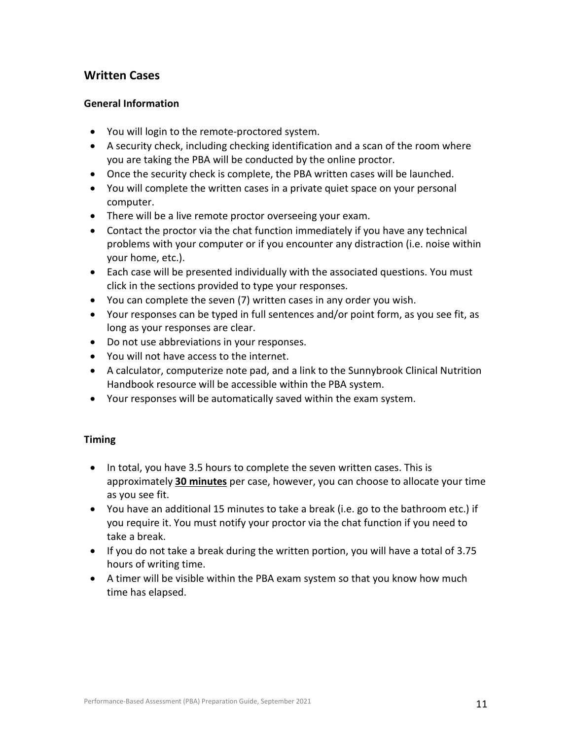## Written Cases

### General Information

- You will login to the remote-proctored system.
- A security check, including checking identification and a scan of the room where you are taking the PBA will be conducted by the online proctor.
- Once the security check is complete, the PBA written cases will be launched.
- You will complete the written cases in a private quiet space on your personal computer.
- There will be a live remote proctor overseeing your exam.
- Contact the proctor via the chat function immediately if you have any technical problems with your computer or if you encounter any distraction (i.e. noise within your home, etc.).
- Each case will be presented individually with the associated questions. You must click in the sections provided to type your responses.
- You can complete the seven (7) written cases in any order you wish.
- Your responses can be typed in full sentences and/or point form, as you see fit, as long as your responses are clear.
- Do not use abbreviations in your responses.
- You will not have access to the internet.
- A calculator, computerize note pad, and a link to the Sunnybrook Clinical Nutrition Handbook resource will be accessible within the PBA system.
- Your responses will be automatically saved within the exam system.

### Timing

- In total, you have 3.5 hours to complete the seven written cases. This is approximately **30 minutes** per case, however, you can choose to allocate your time as you see fit.
- You have an additional 15 minutes to take a break (i.e. go to the bathroom etc.) if you require it. You must notify your proctor via the chat function if you need to take a break.
- If you do not take a break during the written portion, you will have a total of 3.75 hours of writing time.
- A timer will be visible within the PBA exam system so that you know how much time has elapsed.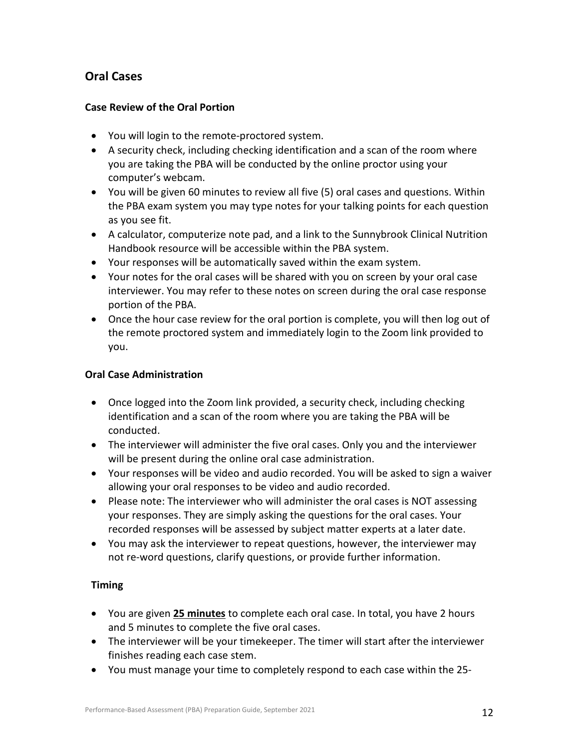## Oral Cases

### Case Review of the Oral Portion

- You will login to the remote-proctored system.
- A security check, including checking identification and a scan of the room where you are taking the PBA will be conducted by the online proctor using your computer's webcam.
- You will be given 60 minutes to review all five (5) oral cases and questions. Within the PBA exam system you may type notes for your talking points for each question as you see fit.
- A calculator, computerize note pad, and a link to the Sunnybrook Clinical Nutrition Handbook resource will be accessible within the PBA system.
- Your responses will be automatically saved within the exam system.
- Your notes for the oral cases will be shared with you on screen by your oral case interviewer. You may refer to these notes on screen during the oral case response portion of the PBA.
- Once the hour case review for the oral portion is complete, you will then log out of the remote proctored system and immediately login to the Zoom link provided to you.

### Oral Case Administration

- Once logged into the Zoom link provided, a security check, including checking identification and a scan of the room where you are taking the PBA will be conducted.
- The interviewer will administer the five oral cases. Only you and the interviewer will be present during the online oral case administration.
- Your responses will be video and audio recorded. You will be asked to sign a waiver allowing your oral responses to be video and audio recorded.
- Please note: The interviewer who will administer the oral cases is NOT assessing your responses. They are simply asking the questions for the oral cases. Your recorded responses will be assessed by subject matter experts at a later date.
- You may ask the interviewer to repeat questions, however, the interviewer may not re-word questions, clarify questions, or provide further information.

### Timing

- You are given **25 minutes** to complete each oral case. In total, you have 2 hours and 5 minutes to complete the five oral cases.
- The interviewer will be your timekeeper. The timer will start after the interviewer finishes reading each case stem.
- You must manage your time to completely respond to each case within the 25-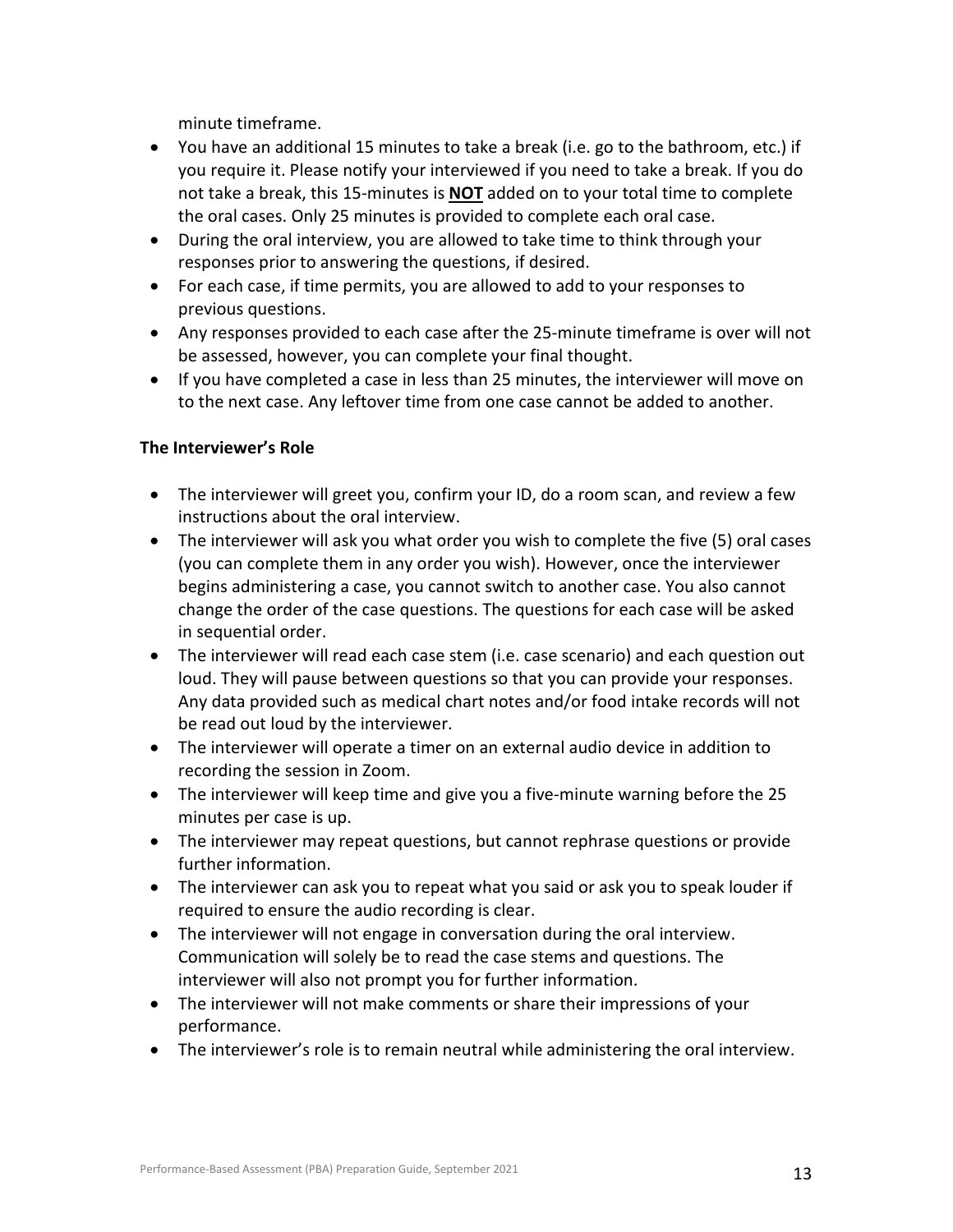minute timeframe.

- You have an additional 15 minutes to take a break (i.e. go to the bathroom, etc.) if you require it. Please notify your interviewed if you need to take a break. If you do not take a break, this 15-minutes is **NOT** added on to your total time to complete the oral cases. Only 25 minutes is provided to complete each oral case.
- During the oral interview, you are allowed to take time to think through your responses prior to answering the questions, if desired.
- For each case, if time permits, you are allowed to add to your responses to previous questions.
- Any responses provided to each case after the 25-minute timeframe is over will not be assessed, however, you can complete your final thought.
- If you have completed a case in less than 25 minutes, the interviewer will move on to the next case. Any leftover time from one case cannot be added to another.

**The Interviewer's Role**

- The interviewer will greet you, confirm your ID, do a room scan, and review a few instructions about the oral interview.
- The interviewer will ask you what order you wish to complete the five (5) oral cases (you can complete them in any order you wish). However, once the interviewer begins administering a case, you cannot switch to another case. You also cannot change the order of the case questions. The questions for each case will be asked in sequential order.
- The interviewer will read each case stem (i.e. case scenario) and each question out loud. They will pause between questions so that you can provide your responses. Any data provided such as medical chart notes and/or food intake records will not be read out loud by the interviewer.
- The interviewer will operate a timer on an external audio device in addition to recording the session in Zoom.
- The interviewer will keep time and give you a five-minute warning before the 25 minutes per case is up.
- The interviewer may repeat questions, but cannot rephrase questions or provide further information.
- The interviewer can ask you to repeat what you said or ask you to speak louder if required to ensure the audio recording is clear.
- The interviewer will not engage in conversation during the oral interview. Communication will solely be to read the case stems and questions. The interviewer will also not prompt you for further information.
- The interviewer will not make comments or share their impressions of your performance.
- The interviewer's role is to remain neutral while administering the oral interview.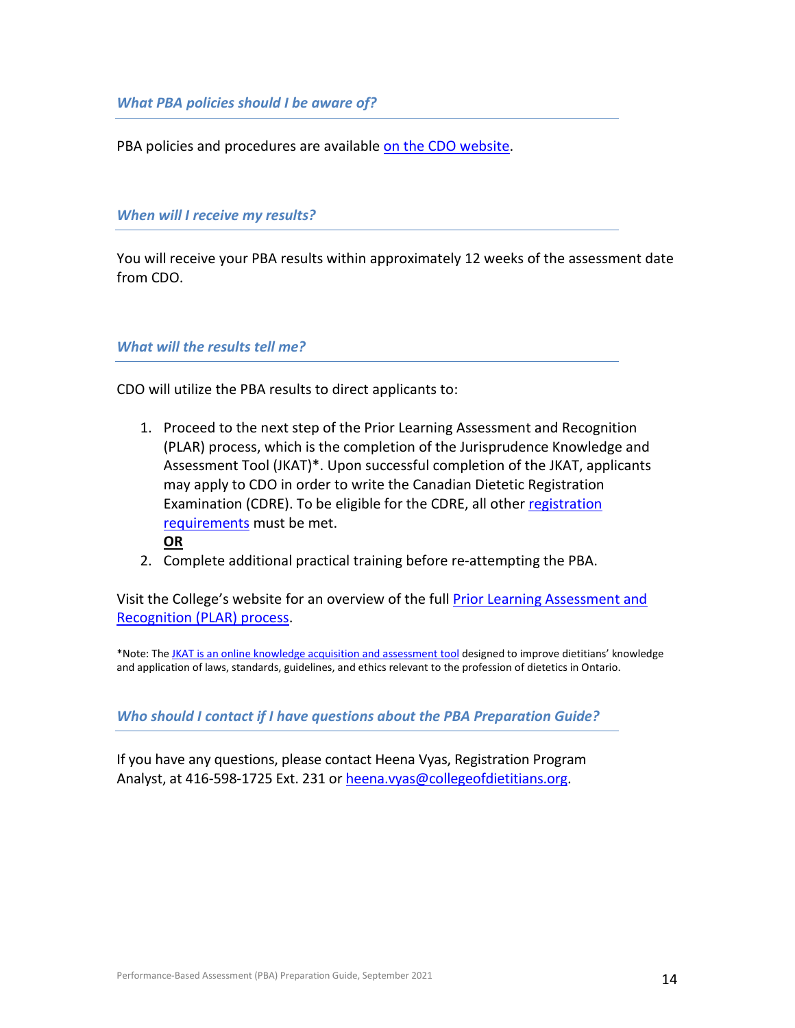### *What PBA policies should I be aware of?*

PBA policies and procedures are available on the CDO website.

### *When will I receive my results?*

You will receive your PBA results within approximately 12 weeks of the assessment date from CDO.

### *What will the results tell me?*

CDO will utilize the PBA results to direct applicants to:

1. Proceed to the next step of the Prior Learning Assessment and Recognition (PLAR) process, which is the completion of the Jurisprudence Knowledge and Assessment Tool (JKAT)*. Upon successful completion of the JKAT, applicants may apply to CDO in order to write the Canadian Dietetic Registration Examination (CDRE). To be eligible for the CDRE, all other registration requirements must be met.
   **OR**
2. Complete additional practical training before re-attempting the PBA.

Visit the College's website for an overview of the full Prior Learning Assessment and Recognition (PLAR) process.

*Note: The JKAT is an online knowledge acquisition and assessment tool designed to improve dietitians' knowledge and application of laws, standards, guidelines, and ethics relevant to the profession of dietetics in Ontario.

### *Who should I contact if I have questions about the PBA Preparation Guide?*

If you have any questions, please contact Heena Vyas, Registration Program Analyst, at 416-598-1725 Ext. 231 or heena.vyas@collegeofdietitians.org.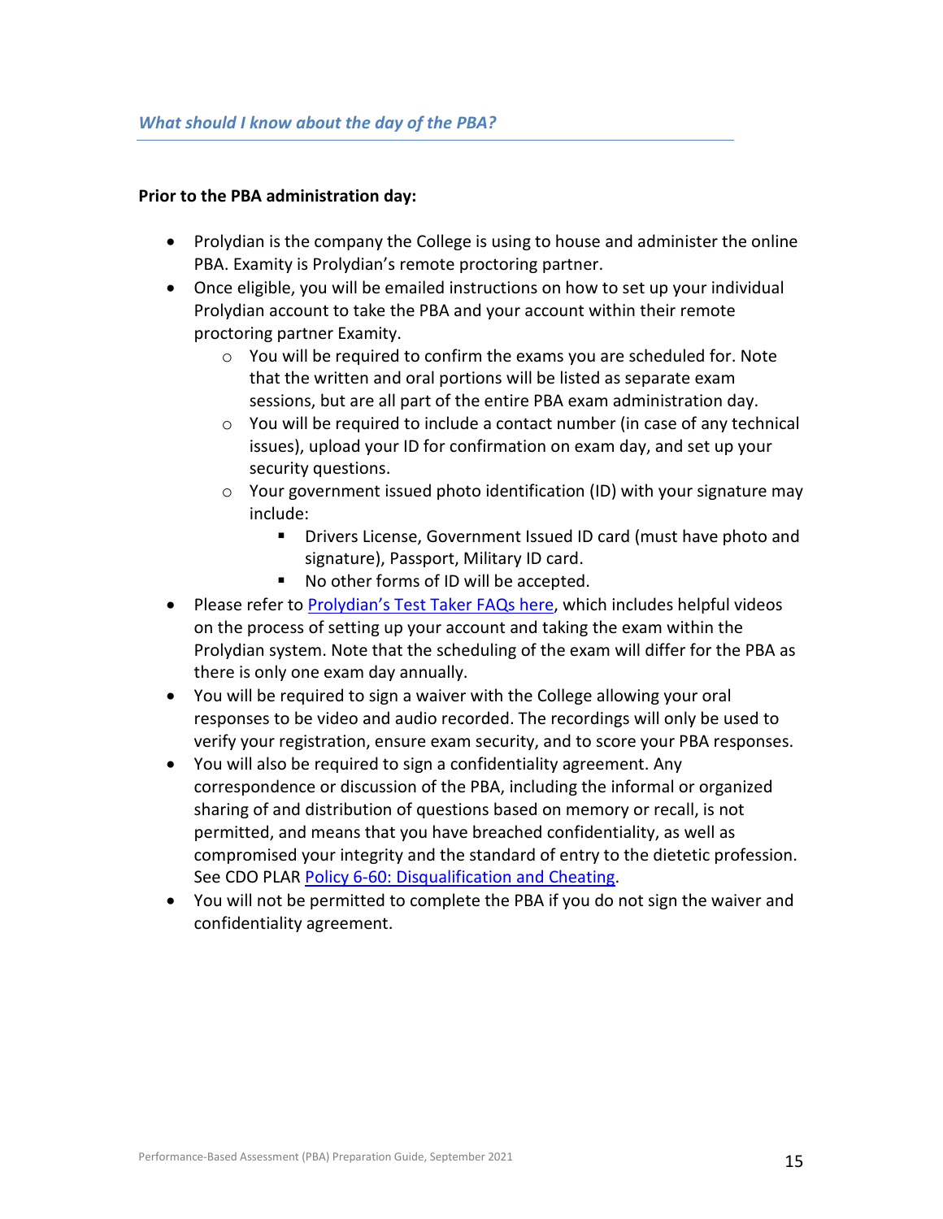### *What should I know about the day of the PBA?*

**Prior to the PBA administration day:**

- Prolydian is the company the College is using to house and administer the online PBA. Examity is Prolydian's remote proctoring partner.
- Once eligible, you will be emailed instructions on how to set up your individual Prolydian account to take the PBA and your account within their remote proctoring partner Examity.
  - You will be required to confirm the exams you are scheduled for. Note that the written and oral portions will be listed as separate exam sessions, but are all part of the entire PBA exam administration day.
  - You will be required to include a contact number (in case of any technical issues), upload your ID for confirmation on exam day, and set up your security questions.
  - Your government issued photo identification (ID) with your signature may include:
    - Drivers License, Government Issued ID card (must have photo and signature), Passport, Military ID card.
    - No other forms of ID will be accepted.
- Please refer to Prolydian's Test Taker FAQs here, which includes helpful videos on the process of setting up your account and taking the exam within the Prolydian system. Note that the scheduling of the exam will differ for the PBA as there is only one exam day annually.
- You will be required to sign a waiver with the College allowing your oral responses to be video and audio recorded. The recordings will only be used to verify your registration, ensure exam security, and to score your PBA responses.
- You will also be required to sign a confidentiality agreement. Any correspondence or discussion of the PBA, including the informal or organized sharing of and distribution of questions based on memory or recall, is not permitted, and means that you have breached confidentiality, as well as compromised your integrity and the standard of entry to the dietetic profession. See CDO PLAR Policy 6-60: Disqualification and Cheating.
- You will not be permitted to complete the PBA if you do not sign the waiver and confidentiality agreement.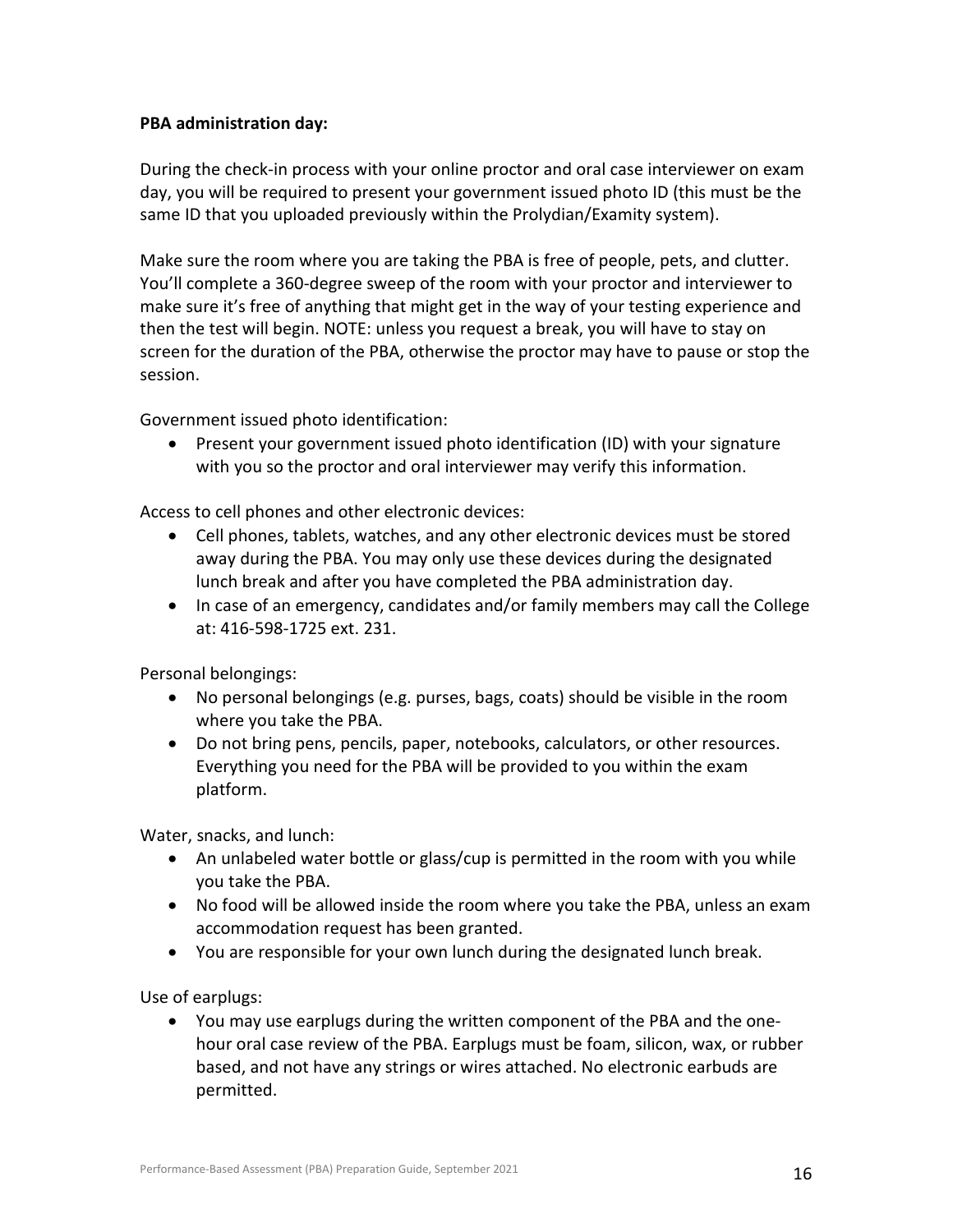**PBA administration day:**

During the check-in process with your online proctor and oral case interviewer on exam day, you will be required to present your government issued photo ID (this must be the same ID that you uploaded previously within the Prolydian/Examity system).

Make sure the room where you are taking the PBA is free of people, pets, and clutter. You'll complete a 360-degree sweep of the room with your proctor and interviewer to make sure it's free of anything that might get in the way of your testing experience and then the test will begin. NOTE: unless you request a break, you will have to stay on screen for the duration of the PBA, otherwise the proctor may have to pause or stop the session.

Government issued photo identification:

- Present your government issued photo identification (ID) with your signature with you so the proctor and oral interviewer may verify this information.

Access to cell phones and other electronic devices:

- Cell phones, tablets, watches, and any other electronic devices must be stored away during the PBA. You may only use these devices during the designated lunch break and after you have completed the PBA administration day.
- In case of an emergency, candidates and/or family members may call the College at: 416-598-1725 ext. 231.

Personal belongings:

- No personal belongings (e.g. purses, bags, coats) should be visible in the room where you take the PBA.
- Do not bring pens, pencils, paper, notebooks, calculators, or other resources. Everything you need for the PBA will be provided to you within the exam platform.

Water, snacks, and lunch:

- An unlabeled water bottle or glass/cup is permitted in the room with you while you take the PBA.
- No food will be allowed inside the room where you take the PBA, unless an exam accommodation request has been granted.
- You are responsible for your own lunch during the designated lunch break.

Use of earplugs:

- You may use earplugs during the written component of the PBA and the one-hour oral case review of the PBA. Earplugs must be foam, silicon, wax, or rubber based, and not have any strings or wires attached. No electronic earbuds are permitted.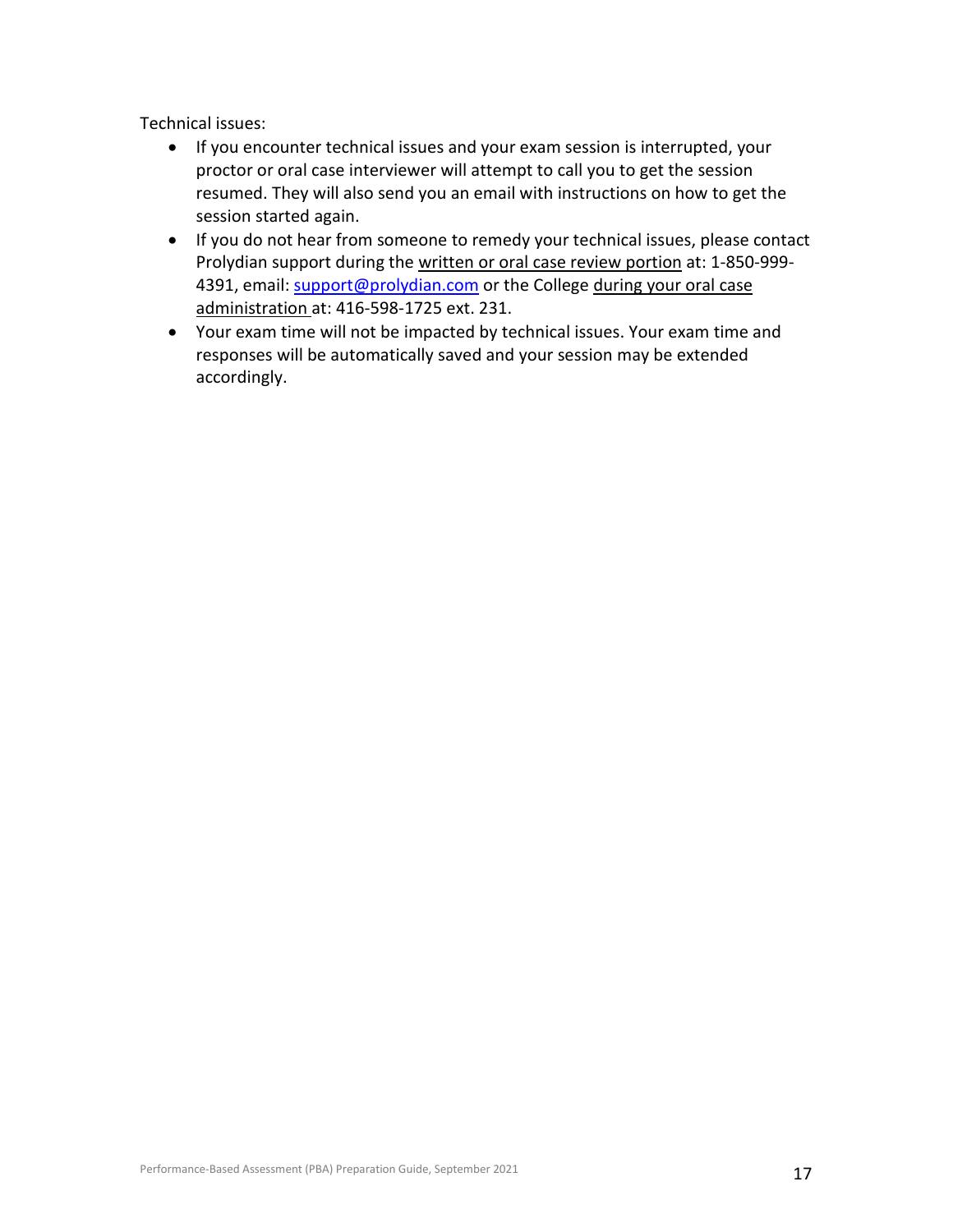Technical issues:

- If you encounter technical issues and your exam session is interrupted, your proctor or oral case interviewer will attempt to call you to get the session resumed. They will also send you an email with instructions on how to get the session started again.
- If you do not hear from someone to remedy your technical issues, please contact Prolydian support during the written or oral case review portion at: 1-850-999-4391, email: support@prolydian.com or the College during your oral case administration at: 416-598-1725 ext. 231.
- Your exam time will not be impacted by technical issues. Your exam time and responses will be automatically saved and your session may be extended accordingly.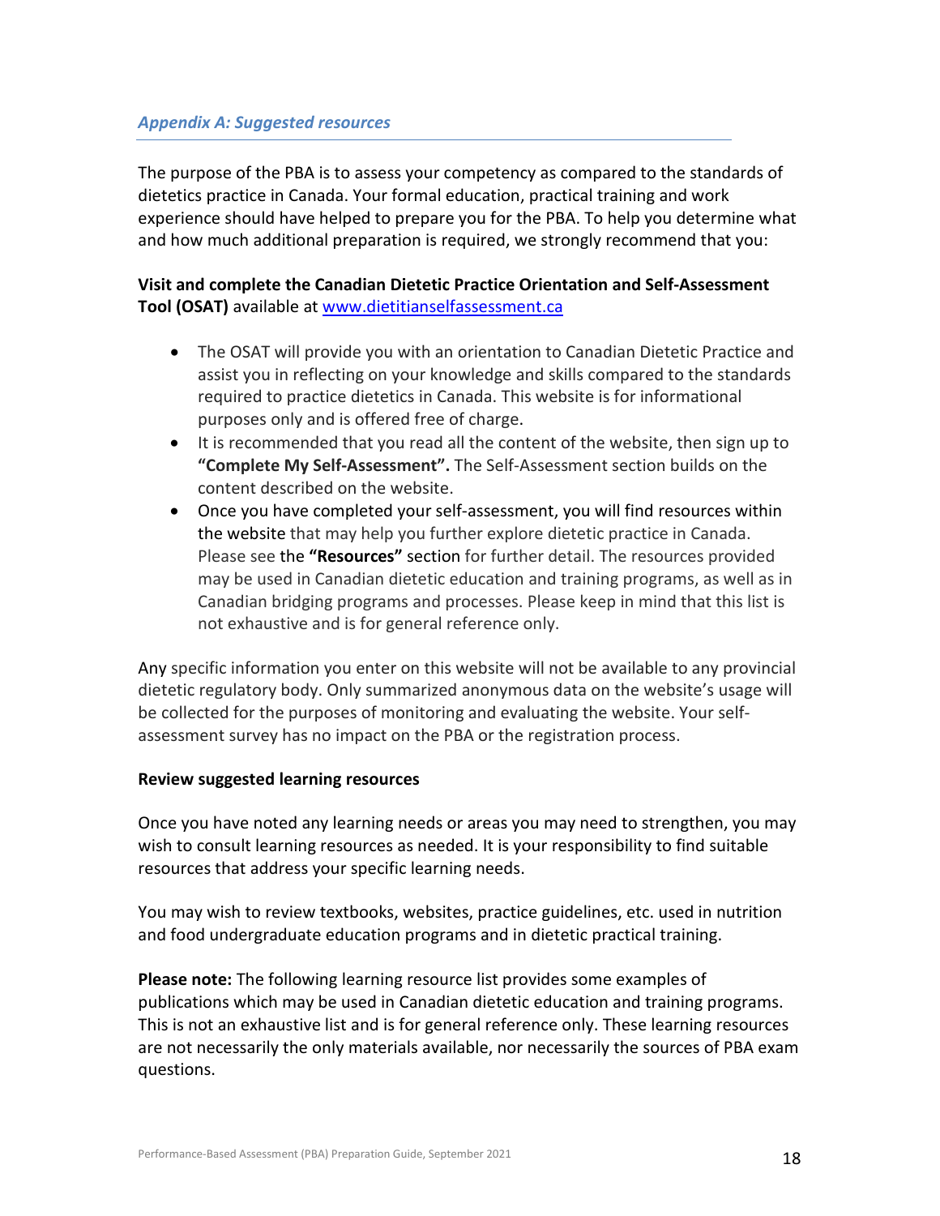## *Appendix A: Suggested resources*

The purpose of the PBA is to assess your competency as compared to the standards of dietetics practice in Canada. Your formal education, practical training and work experience should have helped to prepare you for the PBA. To help you determine what and how much additional preparation is required, we strongly recommend that you:

**Visit and complete the Canadian Dietetic Practice Orientation and Self-Assessment Tool (OSAT)** available at [www.dietitianselfassessment.ca](www.dietitianselfassessment.ca)

- The OSAT will provide you with an orientation to Canadian Dietetic Practice and assist you in reflecting on your knowledge and skills compared to the standards required to practice dietetics in Canada. This website is for informational purposes only and is offered free of charge.
- It is recommended that you read all the content of the website, then sign up to **"Complete My Self-Assessment".** The Self-Assessment section builds on the content described on the website.
- Once you have completed your self-assessment, you will find resources within the website that may help you further explore dietetic practice in Canada. Please see the **"Resources"** section for further detail. The resources provided may be used in Canadian dietetic education and training programs, as well as in Canadian bridging programs and processes. Please keep in mind that this list is not exhaustive and is for general reference only.

Any specific information you enter on this website will not be available to any provincial dietetic regulatory body. Only summarized anonymous data on the website's usage will be collected for the purposes of monitoring and evaluating the website. Your self-assessment survey has no impact on the PBA or the registration process.

**Review suggested learning resources**

Once you have noted any learning needs or areas you may need to strengthen, you may wish to consult learning resources as needed. It is your responsibility to find suitable resources that address your specific learning needs.

You may wish to review textbooks, websites, practice guidelines, etc. used in nutrition and food undergraduate education programs and in dietetic practical training.

**Please note:** The following learning resource list provides some examples of publications which may be used in Canadian dietetic education and training programs. This is not an exhaustive list and is for general reference only. These learning resources are not necessarily the only materials available, nor necessarily the sources of PBA exam questions.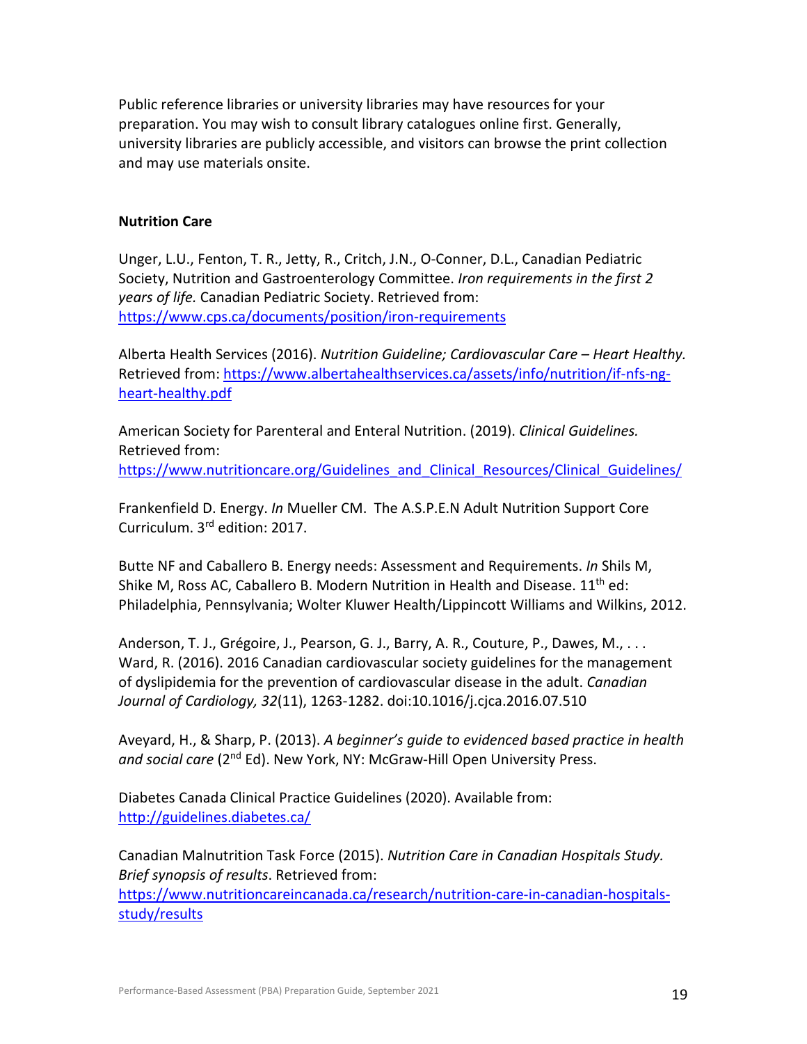Public reference libraries or university libraries may have resources for your preparation. You may wish to consult library catalogues online first. Generally, university libraries are publicly accessible, and visitors can browse the print collection and may use materials onsite.

**Nutrition Care**

Unger, L.U., Fenton, T. R., Jetty, R., Critch, J.N., O-Conner, D.L., Canadian Pediatric Society, Nutrition and Gastroenterology Committee. *Iron requirements in the first 2 years of life.* Canadian Pediatric Society. Retrieved from: [https://www.cps.ca/documents/position/iron-requirements](https://www.cps.ca/documents/position/iron-requirements)

Alberta Health Services (2016). *Nutrition Guideline; Cardiovascular Care – Heart Healthy.* Retrieved from: [https://www.albertahealthservices.ca/assets/info/nutrition/if-nfs-ng-heart-healthy.pdf](https://www.albertahealthservices.ca/assets/info/nutrition/if-nfs-ng-heart-healthy.pdf)

American Society for Parenteral and Enteral Nutrition. (2019). *Clinical Guidelines.* Retrieved from: [https://www.nutritioncare.org/Guidelines_and_Clinical_Resources/Clinical_Guidelines/](https://www.nutritioncare.org/Guidelines_and_Clinical_Resources/Clinical_Guidelines/)

Frankenfield D. Energy. *In* Mueller CM. The A.S.P.E.N Adult Nutrition Support Core Curriculum. 3rd edition: 2017.

Butte NF and Caballero B. Energy needs: Assessment and Requirements. *In* Shils M, Shike M, Ross AC, Caballero B. Modern Nutrition in Health and Disease. 11th ed: Philadelphia, Pennsylvania; Wolter Kluwer Health/Lippincott Williams and Wilkins, 2012.

Anderson, T. J., Grégoire, J., Pearson, G. J., Barry, A. R., Couture, P., Dawes, M., . . . Ward, R. (2016). 2016 Canadian cardiovascular society guidelines for the management of dyslipidemia for the prevention of cardiovascular disease in the adult. *Canadian Journal of Cardiology, 32*(11), 1263-1282. doi:10.1016/j.cjca.2016.07.510

Aveyard, H., & Sharp, P. (2013). *A beginner's guide to evidenced based practice in health and social care* (2nd Ed). New York, NY: McGraw-Hill Open University Press.

Diabetes Canada Clinical Practice Guidelines (2020). Available from: [http://guidelines.diabetes.ca/](http://guidelines.diabetes.ca/)

Canadian Malnutrition Task Force (2015). *Nutrition Care in Canadian Hospitals Study. Brief synopsis of results*. Retrieved from: [https://www.nutritioncareincanada.ca/research/nutrition-care-in-canadian-hospitals-study/results](https://www.nutritioncareincanada.ca/research/nutrition-care-in-canadian-hospitals-study/results)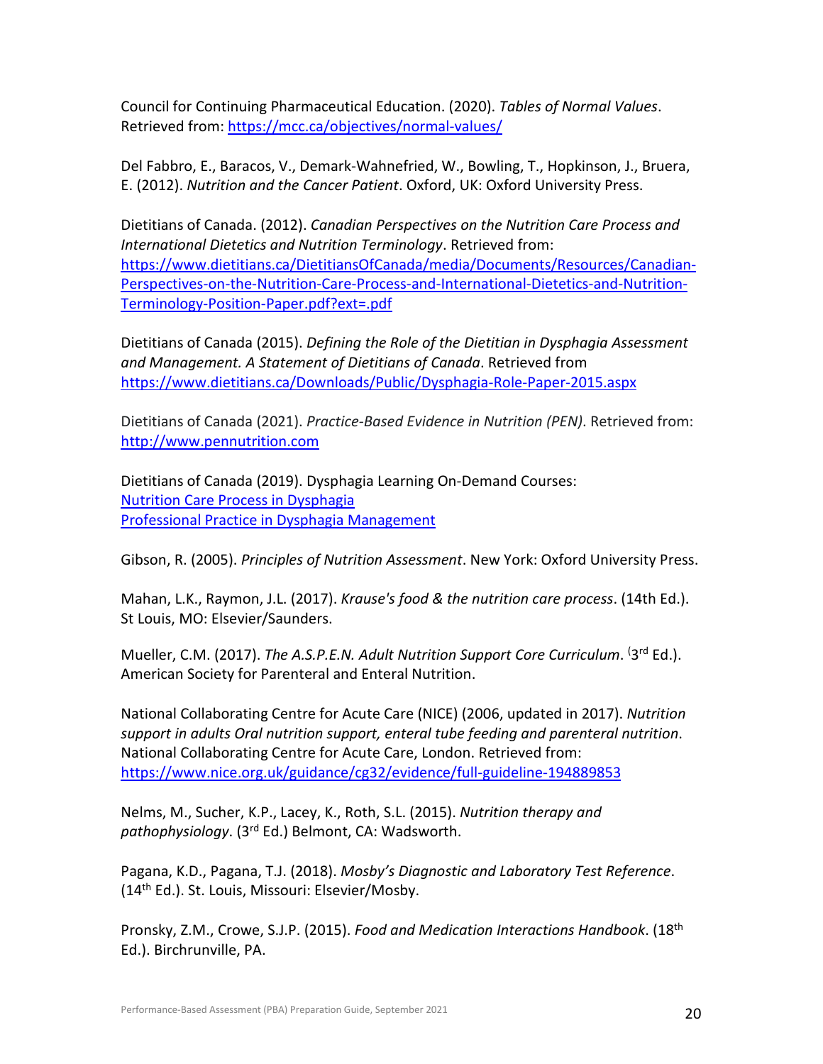Council for Continuing Pharmaceutical Education. (2020). *Tables of Normal Values*. Retrieved from: https://mcc.ca/objectives/normal-values/

Del Fabbro, E., Baracos, V., Demark-Wahnefried, W., Bowling, T., Hopkinson, J., Bruera, E. (2012). *Nutrition and the Cancer Patient*. Oxford, UK: Oxford University Press.

Dietitians of Canada. (2012). *Canadian Perspectives on the Nutrition Care Process and International Dietetics and Nutrition Terminology*. Retrieved from: https://www.dietitians.ca/DietitiansOfCanada/media/Documents/Resources/Canadian-Perspectives-on-the-Nutrition-Care-Process-and-International-Dietetics-and-Nutrition-Terminology-Position-Paper.pdf?ext=.pdf

Dietitians of Canada (2015). *Defining the Role of the Dietitian in Dysphagia Assessment and Management. A Statement of Dietitians of Canada*. Retrieved from https://www.dietitians.ca/Downloads/Public/Dysphagia-Role-Paper-2015.aspx

Dietitians of Canada (2021). *Practice-Based Evidence in Nutrition (PEN)*. Retrieved from: http://www.pennutrition.com

Dietitians of Canada (2019). Dysphagia Learning On-Demand Courses:
Nutrition Care Process in Dysphagia
Professional Practice in Dysphagia Management

Gibson, R. (2005). *Principles of Nutrition Assessment*. New York: Oxford University Press.

Mahan, L.K., Raymon, J.L. (2017). *Krause's food & the nutrition care process*. (14th Ed.). St Louis, MO: Elsevier/Saunders.

Mueller, C.M. (2017). *The A.S.P.E.N. Adult Nutrition Support Core Curriculum*. (3rd Ed.). American Society for Parenteral and Enteral Nutrition.

National Collaborating Centre for Acute Care (NICE) (2006, updated in 2017). *Nutrition support in adults Oral nutrition support, enteral tube feeding and parenteral nutrition*. National Collaborating Centre for Acute Care, London. Retrieved from: https://www.nice.org.uk/guidance/cg32/evidence/full-guideline-194889853

Nelms, M., Sucher, K.P., Lacey, K., Roth, S.L. (2015). *Nutrition therapy and pathophysiology*. (3rd Ed.) Belmont, CA: Wadsworth.

Pagana, K.D., Pagana, T.J. (2018). *Mosby's Diagnostic and Laboratory Test Reference*. (14th Ed.). St. Louis, Missouri: Elsevier/Mosby.

Pronsky, Z.M., Crowe, S.J.P. (2015). *Food and Medication Interactions Handbook*. (18th Ed.). Birchrunville, PA.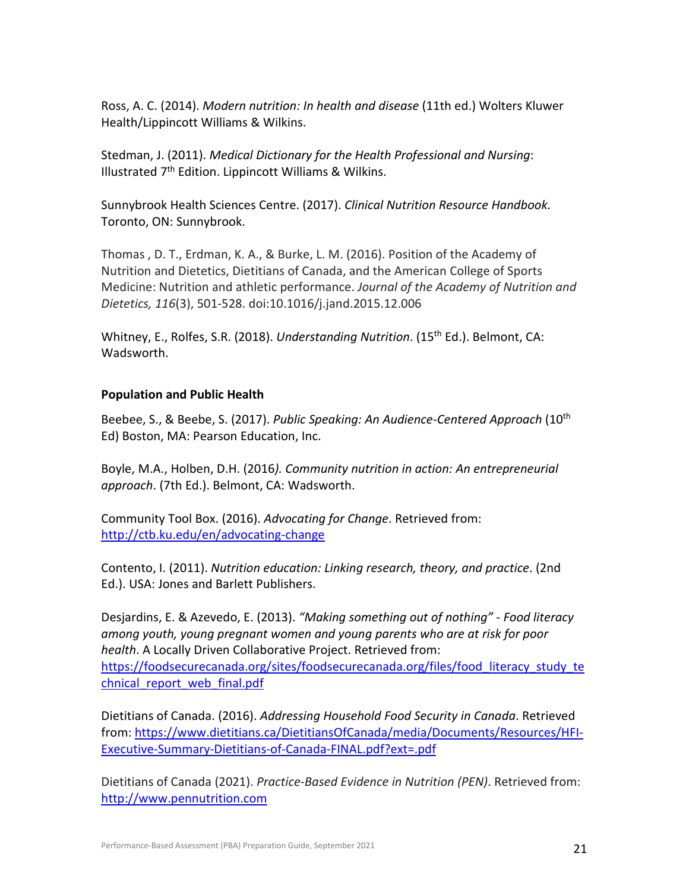Ross, A. C. (2014). *Modern nutrition: In health and disease* (11th ed.) Wolters Kluwer Health/Lippincott Williams & Wilkins.

Stedman, J. (2011). *Medical Dictionary for the Health Professional and Nursing*: Illustrated 7th Edition. Lippincott Williams & Wilkins.

Sunnybrook Health Sciences Centre. (2017). *Clinical Nutrition Resource Handbook.* Toronto, ON: Sunnybrook.

Thomas , D. T., Erdman, K. A., & Burke, L. M. (2016). Position of the Academy of Nutrition and Dietetics, Dietitians of Canada, and the American College of Sports Medicine: Nutrition and athletic performance. *Journal of the Academy of Nutrition and Dietetics, 116*(3), 501-528. doi:10.1016/j.jand.2015.12.006

Whitney, E., Rolfes, S.R. (2018). *Understanding Nutrition*. (15th Ed.). Belmont, CA: Wadsworth.

**Population and Public Health**

Beebee, S., & Beebe, S. (2017). *Public Speaking: An Audience-Centered Approach* (10th Ed) Boston, MA: Pearson Education, Inc.

Boyle, M.A., Holben, D.H. (2016*). Community nutrition in action: An entrepreneurial approach*. (7th Ed.). Belmont, CA: Wadsworth.

Community Tool Box. (2016). *Advocating for Change*. Retrieved from: http://ctb.ku.edu/en/advocating-change

Contento, I. (2011). *Nutrition education: Linking research, theory, and practice*. (2nd Ed.). USA: Jones and Barlett Publishers.

Desjardins, E. & Azevedo, E. (2013). *"Making something out of nothing" - Food literacy among youth, young pregnant women and young parents who are at risk for poor health*. A Locally Driven Collaborative Project. Retrieved from: https://foodsecurecanada.org/sites/foodsecurecanada.org/files/food_literacy_study_technical_report_web_final.pdf

Dietitians of Canada. (2016). *Addressing Household Food Security in Canada*. Retrieved from: https://www.dietitians.ca/DietitiansOfCanada/media/Documents/Resources/HFI-Executive-Summary-Dietitians-of-Canada-FINAL.pdf?ext=.pdf

Dietitians of Canada (2021). *Practice-Based Evidence in Nutrition (PEN)*. Retrieved from: http://www.pennutrition.com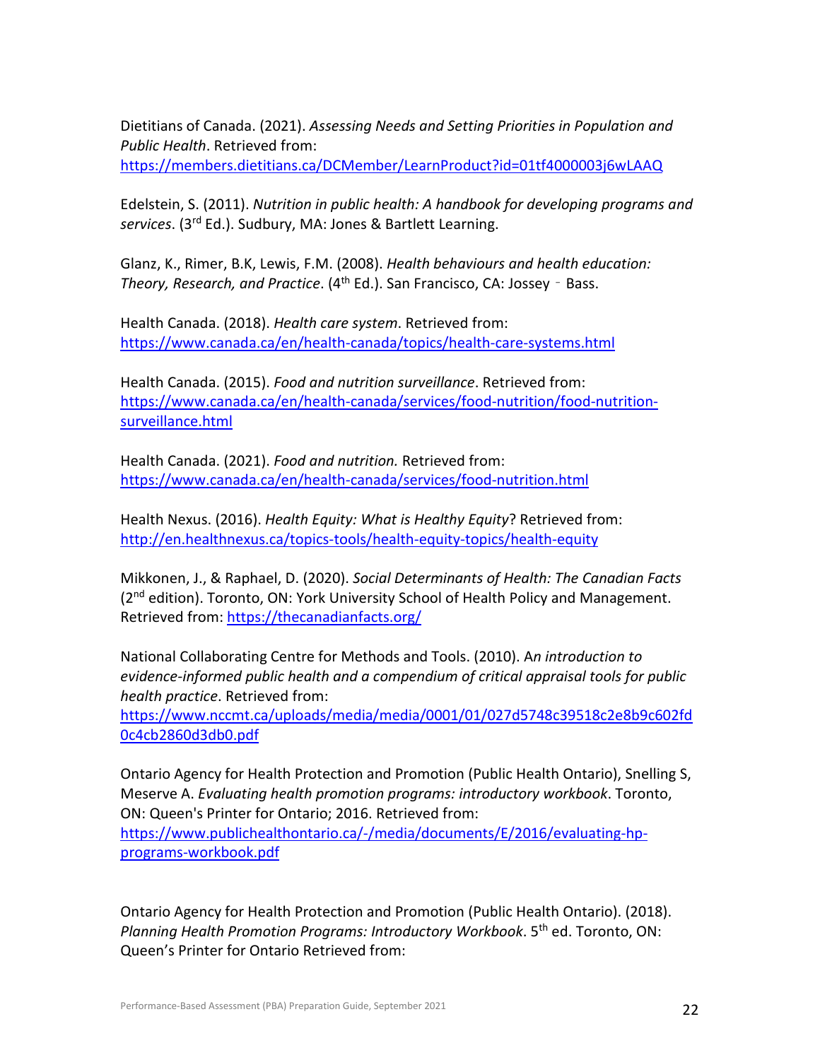Dietitians of Canada. (2021). *Assessing Needs and Setting Priorities in Population and Public Health*. Retrieved from: https://members.dietitians.ca/DCMember/LearnProduct?id=01tf4000003j6wLAAQ

Edelstein, S. (2011). *Nutrition in public health: A handbook for developing programs and services*. (3rd Ed.). Sudbury, MA: Jones & Bartlett Learning.

Glanz, K., Rimer, B.K, Lewis, F.M. (2008). *Health behaviours and health education: Theory, Research, and Practice*. (4th Ed.). San Francisco, CA: Jossey - Bass.

Health Canada. (2018). *Health care system*. Retrieved from: https://www.canada.ca/en/health-canada/topics/health-care-systems.html

Health Canada. (2015). *Food and nutrition surveillance*. Retrieved from: https://www.canada.ca/en/health-canada/services/food-nutrition/food-nutrition-surveillance.html

Health Canada. (2021). *Food and nutrition.* Retrieved from: https://www.canada.ca/en/health-canada/services/food-nutrition.html

Health Nexus. (2016). *Health Equity: What is Healthy Equity*? Retrieved from: http://en.healthnexus.ca/topics-tools/health-equity-topics/health-equity

Mikkonen, J., & Raphael, D. (2020). *Social Determinants of Health: The Canadian Facts* (2nd edition). Toronto, ON: York University School of Health Policy and Management. Retrieved from: https://thecanadianfacts.org/

National Collaborating Centre for Methods and Tools. (2010). A*n introduction to evidence-informed public health and a compendium of critical appraisal tools for public health practice*. Retrieved from: https://www.nccmt.ca/uploads/media/media/0001/01/027d5748c39518c2e8b9c602fd0c4cb2860d3db0.pdf

Ontario Agency for Health Protection and Promotion (Public Health Ontario), Snelling S, Meserve A. *Evaluating health promotion programs: introductory workbook*. Toronto, ON: Queen's Printer for Ontario; 2016. Retrieved from: https://www.publichealthontario.ca/-/media/documents/E/2016/evaluating-hp-programs-workbook.pdf

Ontario Agency for Health Protection and Promotion (Public Health Ontario). (2018). *Planning Health Promotion Programs: Introductory Workbook*. 5th ed. Toronto, ON: Queen's Printer for Ontario Retrieved from: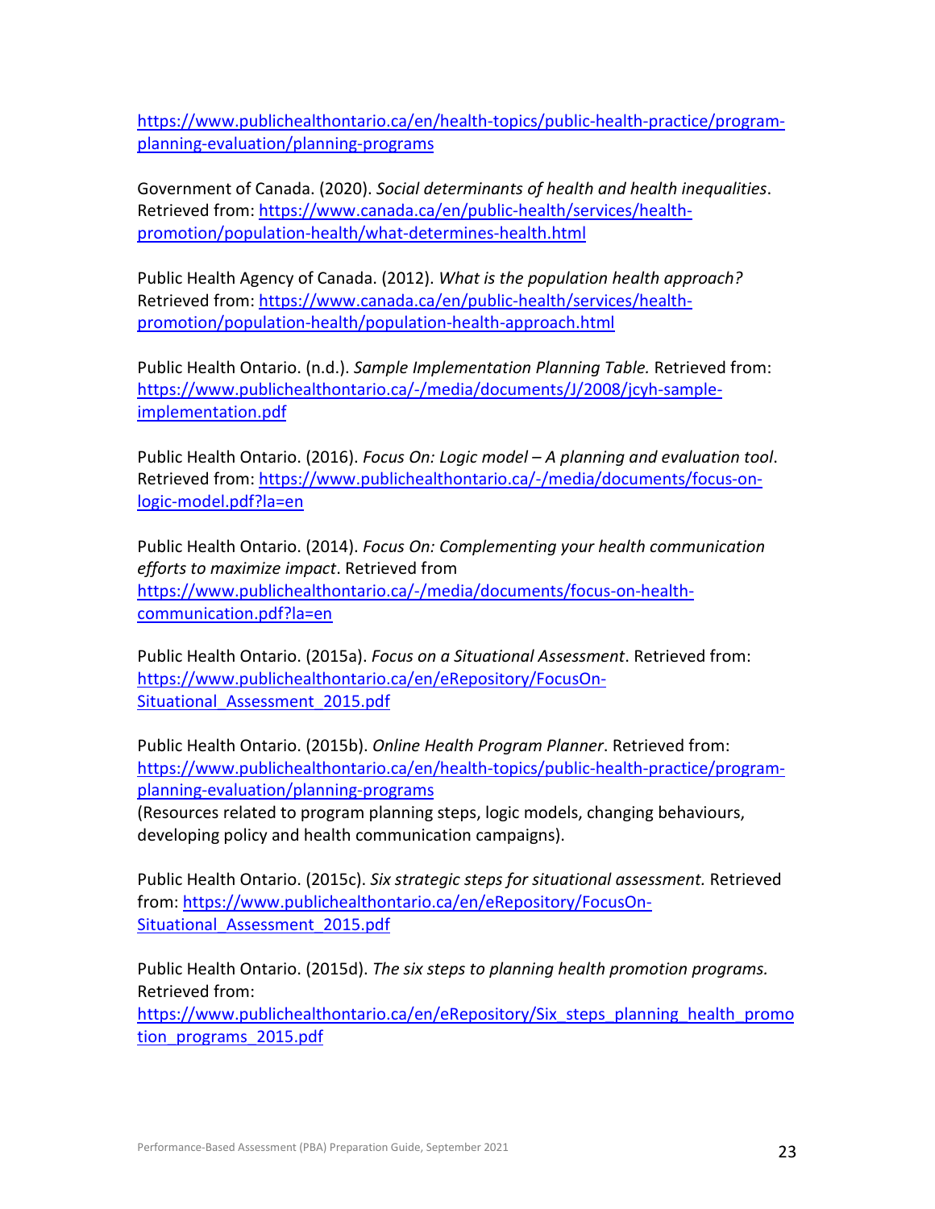https://www.publichealthontario.ca/en/health-topics/public-health-practice/program-planning-evaluation/planning-programs

Government of Canada. (2020). *Social determinants of health and health inequalities*. Retrieved from: https://www.canada.ca/en/public-health/services/health-promotion/population-health/what-determines-health.html

Public Health Agency of Canada. (2012). *What is the population health approach?* Retrieved from: https://www.canada.ca/en/public-health/services/health-promotion/population-health/population-health-approach.html

Public Health Ontario. (n.d.). *Sample Implementation Planning Table.* Retrieved from: https://www.publichealthontario.ca/-/media/documents/J/2008/jcyh-sample-implementation.pdf

Public Health Ontario. (2016). *Focus On: Logic model – A planning and evaluation tool*. Retrieved from: https://www.publichealthontario.ca/-/media/documents/focus-on-logic-model.pdf?la=en

Public Health Ontario. (2014). *Focus On: Complementing your health communication efforts to maximize impact*. Retrieved from https://www.publichealthontario.ca/-/media/documents/focus-on-health-communication.pdf?la=en

Public Health Ontario. (2015a). *Focus on a Situational Assessment*. Retrieved from: https://www.publichealthontario.ca/en/eRepository/FocusOn-Situational_Assessment_2015.pdf

Public Health Ontario. (2015b). *Online Health Program Planner*. Retrieved from: https://www.publichealthontario.ca/en/health-topics/public-health-practice/program-planning-evaluation/planning-programs
(Resources related to program planning steps, logic models, changing behaviours, developing policy and health communication campaigns).

Public Health Ontario. (2015c). *Six strategic steps for situational assessment.* Retrieved from: https://www.publichealthontario.ca/en/eRepository/FocusOn-Situational_Assessment_2015.pdf

Public Health Ontario. (2015d). *The six steps to planning health promotion programs.* Retrieved from: https://www.publichealthontario.ca/en/eRepository/Six_steps_planning_health_promotion_programs_2015.pdf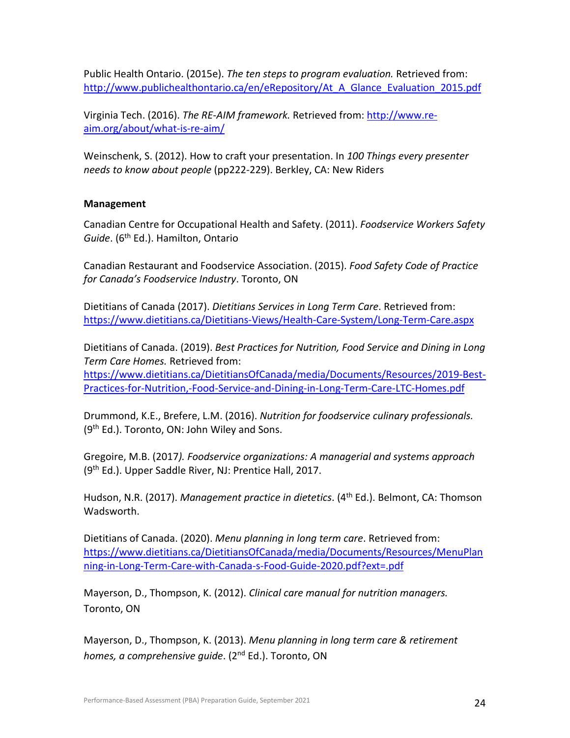Public Health Ontario. (2015e). *The ten steps to program evaluation.* Retrieved from: http://www.publichealthontario.ca/en/eRepository/At_A_Glance_Evaluation_2015.pdf

Virginia Tech. (2016). *The RE-AIM framework.* Retrieved from: http://www.re-aim.org/about/what-is-re-aim/

Weinschenk, S. (2012). How to craft your presentation. In *100 Things every presenter needs to know about people* (pp222-229). Berkley, CA: New Riders

**Management**

Canadian Centre for Occupational Health and Safety. (2011). *Foodservice Workers Safety Guide*. (6th Ed.). Hamilton, Ontario

Canadian Restaurant and Foodservice Association. (2015). *Food Safety Code of Practice for Canada's Foodservice Industry*. Toronto, ON

Dietitians of Canada (2017). *Dietitians Services in Long Term Care*. Retrieved from: https://www.dietitians.ca/Dietitians-Views/Health-Care-System/Long-Term-Care.aspx

Dietitians of Canada. (2019). *Best Practices for Nutrition, Food Service and Dining in Long Term Care Homes.* Retrieved from: https://www.dietitians.ca/DietitiansOfCanada/media/Documents/Resources/2019-Best-Practices-for-Nutrition,-Food-Service-and-Dining-in-Long-Term-Care-LTC-Homes.pdf

Drummond, K.E., Brefere, L.M. (2016). *Nutrition for foodservice culinary professionals.* (9th Ed.). Toronto, ON: John Wiley and Sons.

Gregoire, M.B. (2017*). Foodservice organizations: A managerial and systems approach* (9th Ed.). Upper Saddle River, NJ: Prentice Hall, 2017.

Hudson, N.R. (2017). *Management practice in dietetics*. (4th Ed.). Belmont, CA: Thomson Wadsworth.

Dietitians of Canada. (2020). *Menu planning in long term care*. Retrieved from: https://www.dietitians.ca/DietitiansOfCanada/media/Documents/Resources/MenuPlanning-in-Long-Term-Care-with-Canada-s-Food-Guide-2020.pdf?ext=.pdf

Mayerson, D., Thompson, K. (2012). *Clinical care manual for nutrition managers.* Toronto, ON

Mayerson, D., Thompson, K. (2013). *Menu planning in long term care & retirement homes, a comprehensive guide*. (2nd Ed.). Toronto, ON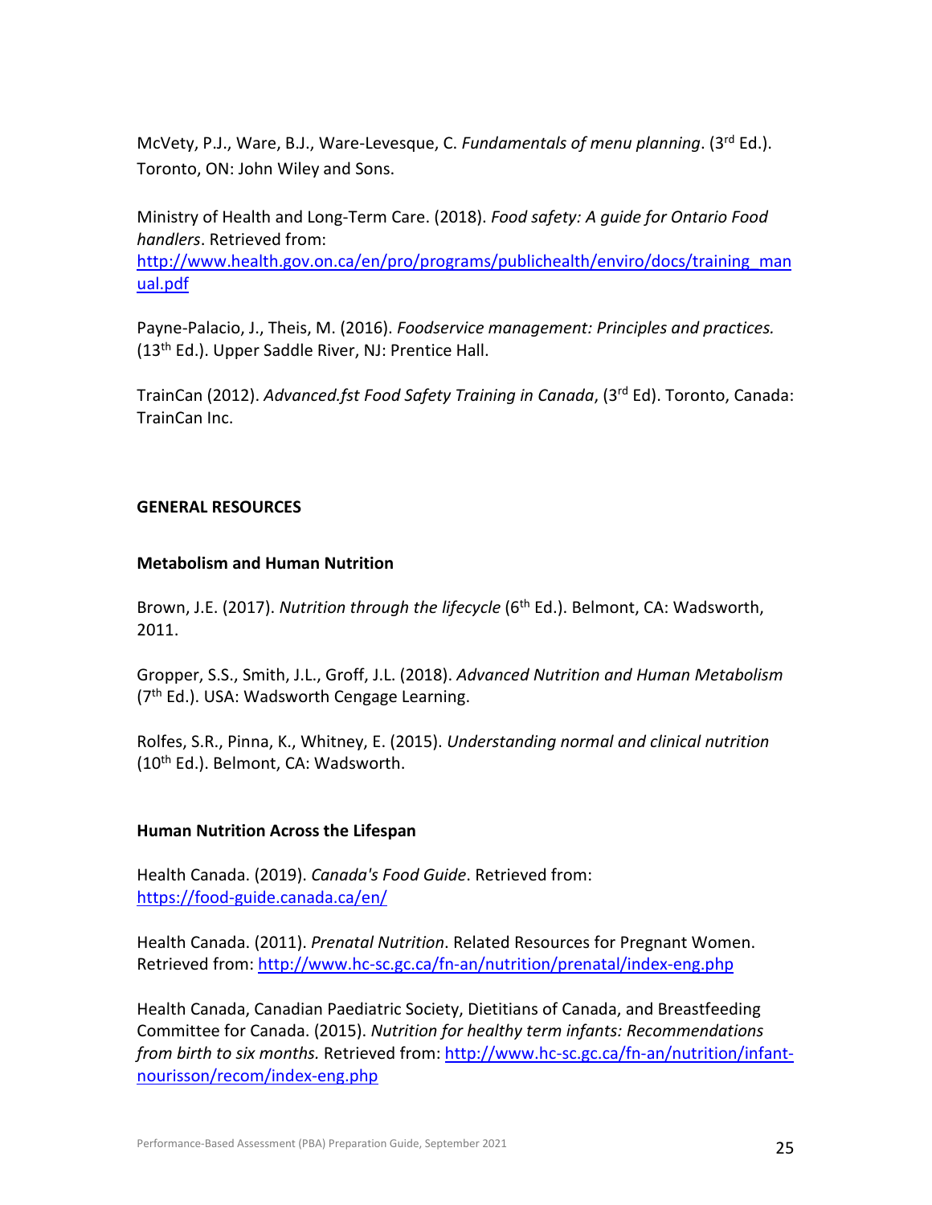McVety, P.J., Ware, B.J., Ware-Levesque, C. *Fundamentals of menu planning*. (3rd Ed.). Toronto, ON: John Wiley and Sons.

Ministry of Health and Long-Term Care. (2018). *Food safety: A guide for Ontario Food handlers*. Retrieved from: [http://www.health.gov.on.ca/en/pro/programs/publichealth/enviro/docs/training_manual.pdf](http://www.health.gov.on.ca/en/pro/programs/publichealth/enviro/docs/training_manual.pdf)

Payne-Palacio, J., Theis, M. (2016). *Foodservice management: Principles and practices.* (13th Ed.). Upper Saddle River, NJ: Prentice Hall.

TrainCan (2012). *Advanced.fst Food Safety Training in Canada*, (3rd Ed). Toronto, Canada: TrainCan Inc.

## GENERAL RESOURCES

### Metabolism and Human Nutrition

Brown, J.E. (2017). *Nutrition through the lifecycle* (6th Ed.). Belmont, CA: Wadsworth, 2011.

Gropper, S.S., Smith, J.L., Groff, J.L. (2018). *Advanced Nutrition and Human Metabolism* (7th Ed.). USA: Wadsworth Cengage Learning.

Rolfes, S.R., Pinna, K., Whitney, E. (2015). *Understanding normal and clinical nutrition* (10th Ed.). Belmont, CA: Wadsworth.

### Human Nutrition Across the Lifespan

Health Canada. (2019). *Canada's Food Guide*. Retrieved from: [https://food-guide.canada.ca/en/](https://food-guide.canada.ca/en/)

Health Canada. (2011). *Prenatal Nutrition*. Related Resources for Pregnant Women. Retrieved from: [http://www.hc-sc.gc.ca/fn-an/nutrition/prenatal/index-eng.php](http://www.hc-sc.gc.ca/fn-an/nutrition/prenatal/index-eng.php)

Health Canada, Canadian Paediatric Society, Dietitians of Canada, and Breastfeeding Committee for Canada. (2015). *Nutrition for healthy term infants: Recommendations from birth to six months.* Retrieved from: [http://www.hc-sc.gc.ca/fn-an/nutrition/infant-nourisson/recom/index-eng.php](http://www.hc-sc.gc.ca/fn-an/nutrition/infant-nourisson/recom/index-eng.php)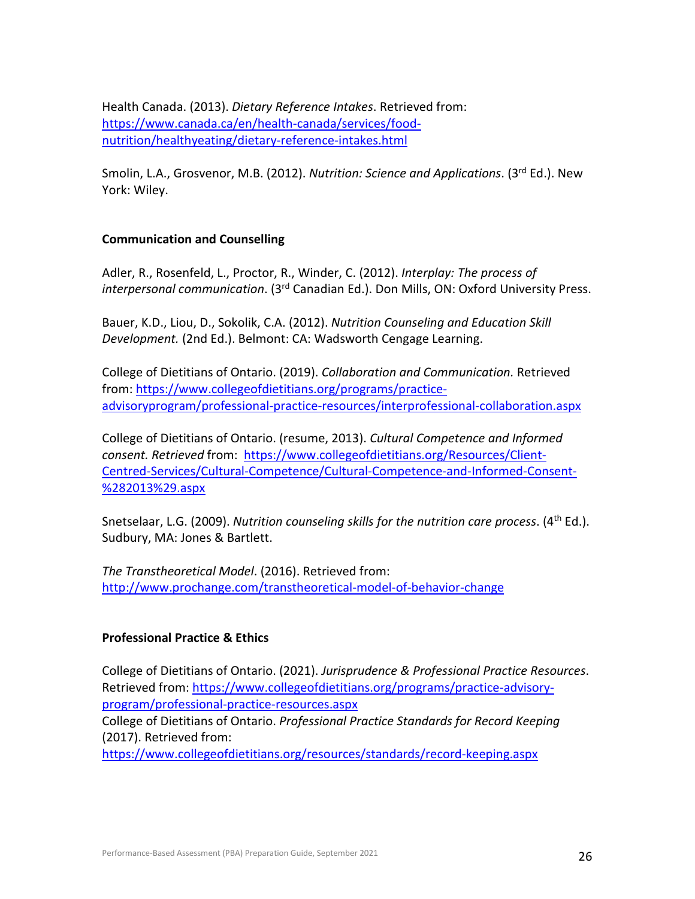Health Canada. (2013). *Dietary Reference Intakes*. Retrieved from: https://www.canada.ca/en/health-canada/services/food-nutrition/healthyeating/dietary-reference-intakes.html

Smolin, L.A., Grosvenor, M.B. (2012). *Nutrition: Science and Applications*. (3rd Ed.). New York: Wiley.

**Communication and Counselling**

Adler, R., Rosenfeld, L., Proctor, R., Winder, C. (2012). *Interplay: The process of interpersonal communication*. (3rd Canadian Ed.). Don Mills, ON: Oxford University Press.

Bauer, K.D., Liou, D., Sokolik, C.A. (2012). *Nutrition Counseling and Education Skill Development.* (2nd Ed.). Belmont: CA: Wadsworth Cengage Learning.

College of Dietitians of Ontario. (2019). *Collaboration and Communication.* Retrieved from: https://www.collegeofdietitians.org/programs/practice-advisoryprogram/professional-practice-resources/interprofessional-collaboration.aspx

College of Dietitians of Ontario. (resume, 2013). *Cultural Competence and Informed consent. Retrieved* from: https://www.collegeofdietitians.org/Resources/Client-Centred-Services/Cultural-Competence/Cultural-Competence-and-Informed-Consent-%282013%29.aspx

Snetselaar, L.G. (2009). *Nutrition counseling skills for the nutrition care process*. (4th Ed.). Sudbury, MA: Jones & Bartlett.

*The Transtheoretical Model*. (2016). Retrieved from: http://www.prochange.com/transtheoretical-model-of-behavior-change

**Professional Practice & Ethics**

College of Dietitians of Ontario. (2021). *Jurisprudence & Professional Practice Resources*. Retrieved from: https://www.collegeofdietitians.org/programs/practice-advisory-program/professional-practice-resources.aspx

College of Dietitians of Ontario. *Professional Practice Standards for Record Keeping* (2017). Retrieved from: https://www.collegeofdietitians.org/resources/standards/record-keeping.aspx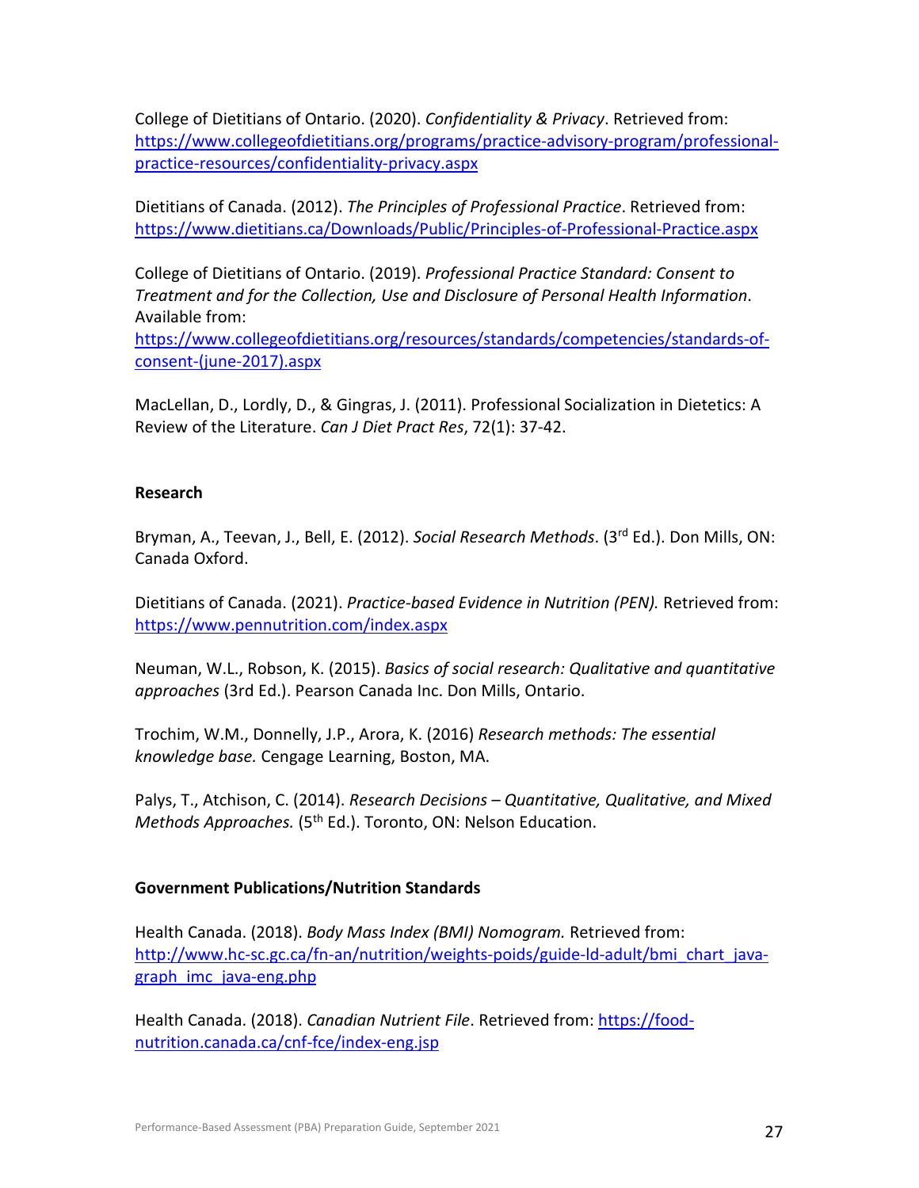College of Dietitians of Ontario. (2020). *Confidentiality & Privacy*. Retrieved from: https://www.collegeofdietitians.org/programs/practice-advisory-program/professional-practice-resources/confidentiality-privacy.aspx

Dietitians of Canada. (2012). *The Principles of Professional Practice*. Retrieved from: https://www.dietitians.ca/Downloads/Public/Principles-of-Professional-Practice.aspx

College of Dietitians of Ontario. (2019). *Professional Practice Standard: Consent to Treatment and for the Collection, Use and Disclosure of Personal Health Information*. Available from: https://www.collegeofdietitians.org/resources/standards/competencies/standards-of-consent-(june-2017).aspx

MacLellan, D., Lordly, D., & Gingras, J. (2011). Professional Socialization in Dietetics: A Review of the Literature. *Can J Diet Pract Res*, 72(1): 37-42.

**Research**

Bryman, A., Teevan, J., Bell, E. (2012). *Social Research Methods*. (3rd Ed.). Don Mills, ON: Canada Oxford.

Dietitians of Canada. (2021). *Practice-based Evidence in Nutrition (PEN).* Retrieved from: https://www.pennutrition.com/index.aspx

Neuman, W.L., Robson, K. (2015). *Basics of social research: Qualitative and quantitative approaches* (3rd Ed.). Pearson Canada Inc. Don Mills, Ontario.

Trochim, W.M., Donnelly, J.P., Arora, K. (2016) *Research methods: The essential knowledge base.* Cengage Learning, Boston, MA.

Palys, T., Atchison, C. (2014). *Research Decisions – Quantitative, Qualitative, and Mixed Methods Approaches.* (5th Ed.). Toronto, ON: Nelson Education.

**Government Publications/Nutrition Standards**

Health Canada. (2018). *Body Mass Index (BMI) Nomogram.* Retrieved from: http://www.hc-sc.gc.ca/fn-an/nutrition/weights-poids/guide-ld-adult/bmi_chart_java-graph_imc_java-eng.php

Health Canada. (2018). *Canadian Nutrient File*. Retrieved from: https://food-nutrition.canada.ca/cnf-fce/index-eng.jsp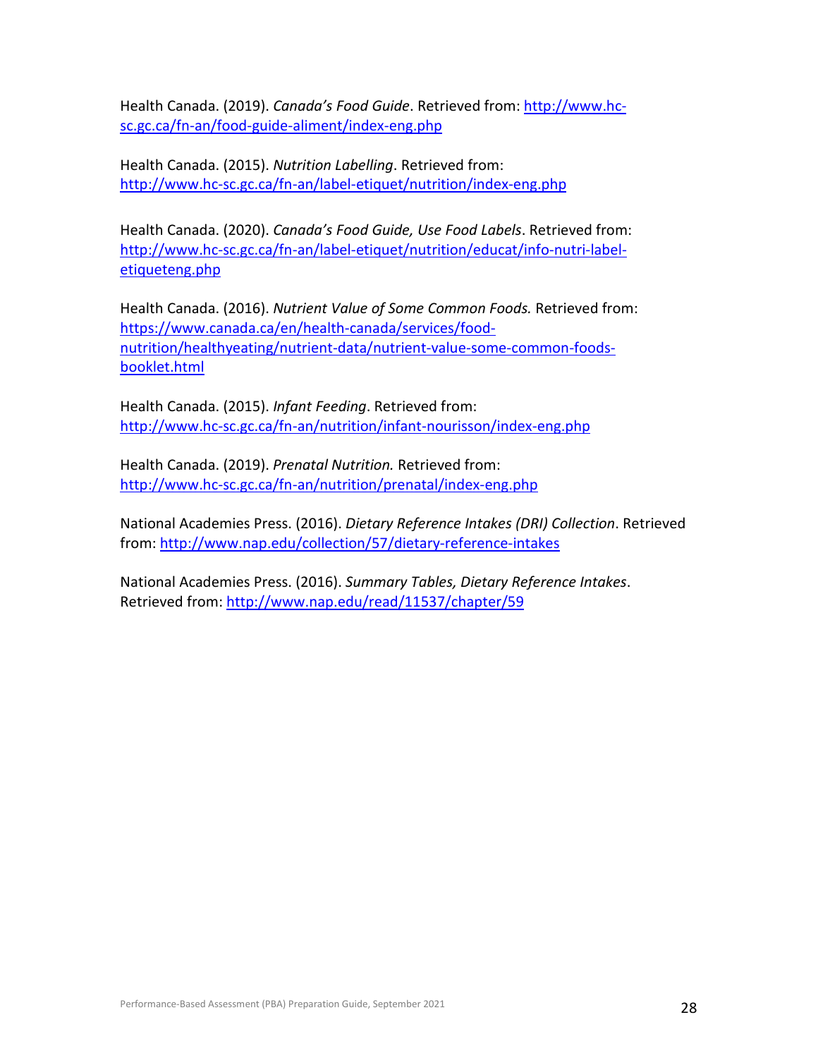Health Canada. (2019). *Canada's Food Guide*. Retrieved from: http://www.hc-sc.gc.ca/fn-an/food-guide-aliment/index-eng.php

Health Canada. (2015). *Nutrition Labelling*. Retrieved from: http://www.hc-sc.gc.ca/fn-an/label-etiquet/nutrition/index-eng.php

Health Canada. (2020). *Canada's Food Guide, Use Food Labels*. Retrieved from: http://www.hc-sc.gc.ca/fn-an/label-etiquet/nutrition/educat/info-nutri-label-etiqueteng.php

Health Canada. (2016). *Nutrient Value of Some Common Foods.* Retrieved from: https://www.canada.ca/en/health-canada/services/food-nutrition/healthyeating/nutrient-data/nutrient-value-some-common-foods-booklet.html

Health Canada. (2015). *Infant Feeding*. Retrieved from: http://www.hc-sc.gc.ca/fn-an/nutrition/infant-nourisson/index-eng.php

Health Canada. (2019). *Prenatal Nutrition.* Retrieved from: http://www.hc-sc.gc.ca/fn-an/nutrition/prenatal/index-eng.php

National Academies Press. (2016). *Dietary Reference Intakes (DRI) Collection*. Retrieved from: http://www.nap.edu/collection/57/dietary-reference-intakes

National Academies Press. (2016). *Summary Tables, Dietary Reference Intakes*. Retrieved from: http://www.nap.edu/read/11537/chapter/59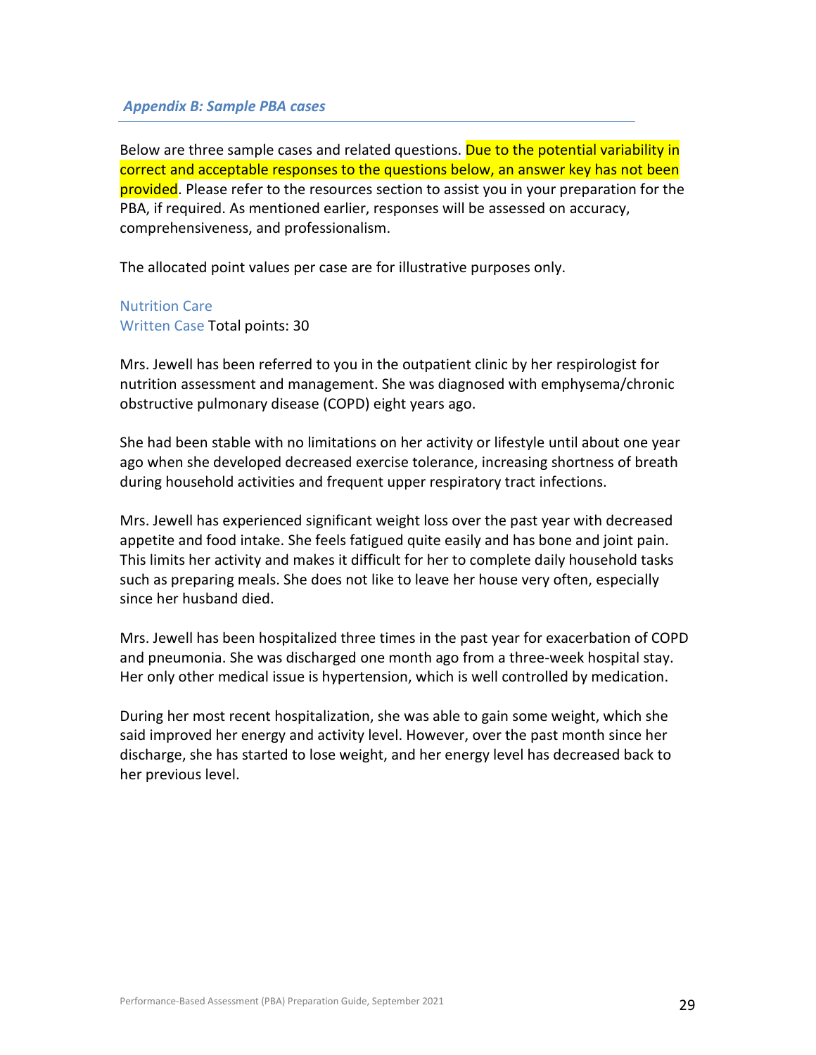## *Appendix B: Sample PBA cases*

Below are three sample cases and related questions. Due to the potential variability in correct and acceptable responses to the questions below, an answer key has not been provided. Please refer to the resources section to assist you in your preparation for the PBA, if required. As mentioned earlier, responses will be assessed on accuracy, comprehensiveness, and professionalism.

The allocated point values per case are for illustrative purposes only.

### Nutrition Care

Written Case Total points: 30

Mrs. Jewell has been referred to you in the outpatient clinic by her respirologist for nutrition assessment and management. She was diagnosed with emphysema/chronic obstructive pulmonary disease (COPD) eight years ago.

She had been stable with no limitations on her activity or lifestyle until about one year ago when she developed decreased exercise tolerance, increasing shortness of breath during household activities and frequent upper respiratory tract infections.

Mrs. Jewell has experienced significant weight loss over the past year with decreased appetite and food intake. She feels fatigued quite easily and has bone and joint pain. This limits her activity and makes it difficult for her to complete daily household tasks such as preparing meals. She does not like to leave her house very often, especially since her husband died.

Mrs. Jewell has been hospitalized three times in the past year for exacerbation of COPD and pneumonia. She was discharged one month ago from a three-week hospital stay. Her only other medical issue is hypertension, which is well controlled by medication.

During her most recent hospitalization, she was able to gain some weight, which she said improved her energy and activity level. However, over the past month since her discharge, she has started to lose weight, and her energy level has decreased back to her previous level.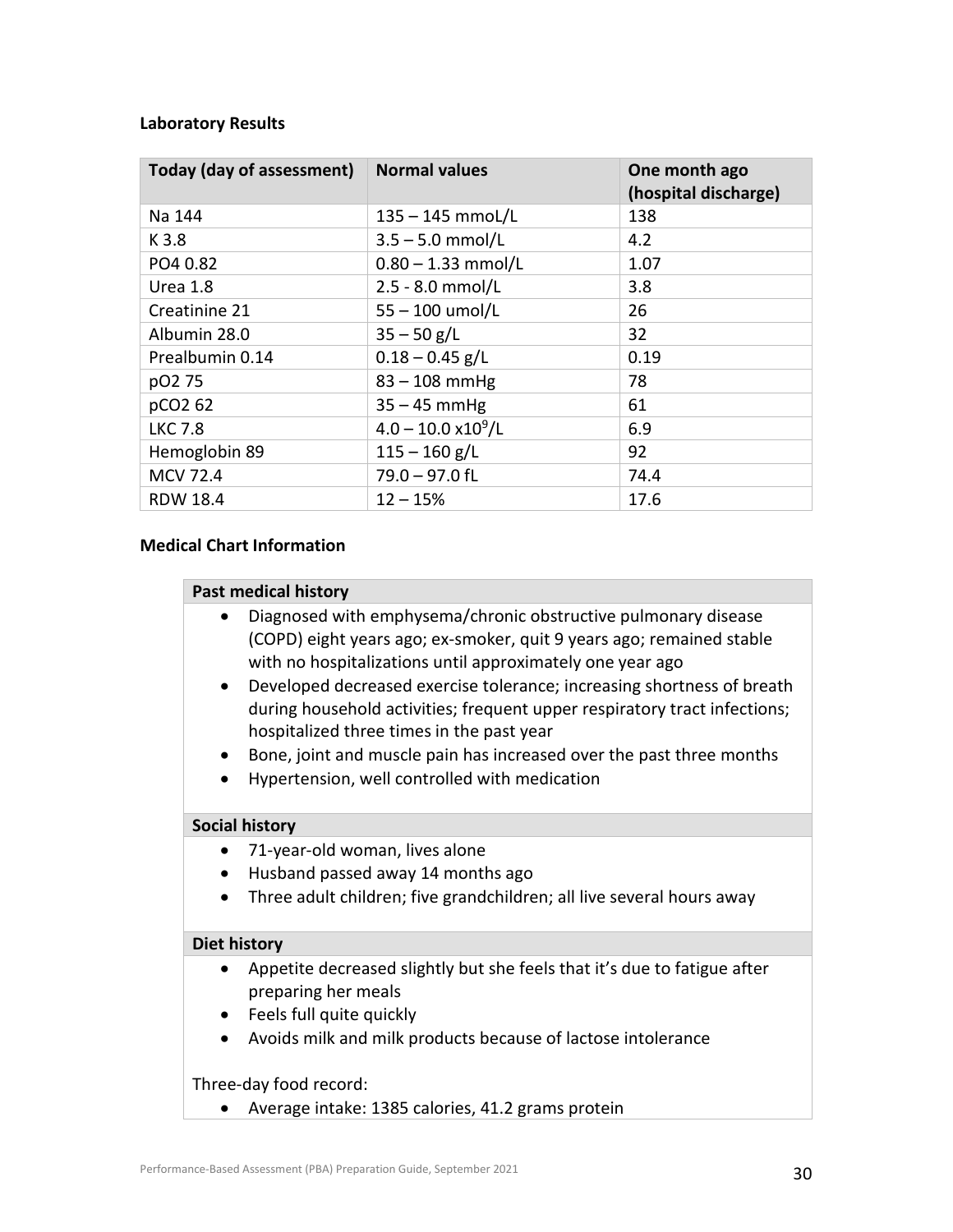**Laboratory Results**

| Today (day of assessment) | Normal values | One month ago (hospital discharge) |
|---|---|---|
| Na 144 | 135 – 145 mmoL/L | 138 |
| K 3.8 | 3.5 – 5.0 mmol/L | 4.2 |
| PO4 0.82 | 0.80 – 1.33 mmol/L | 1.07 |
| Urea 1.8 | 2.5 - 8.0 mmol/L | 3.8 |
| Creatinine 21 | 55 – 100 umol/L | 26 |
| Albumin 28.0 | 35 – 50 g/L | 32 |
| Prealbumin 0.14 | 0.18 – 0.45 g/L | 0.19 |
| pO2 75 | 83 – 108 mmHg | 78 |
| pCO2 62 | 35 – 45 mmHg | 61 |
| LKC 7.8 | 4.0 – 10.0 $x10^9$/L | 6.9 |
| Hemoglobin 89 | 115 – 160 g/L | 92 |
| MCV 72.4 | 79.0 – 97.0 fL | 74.4 |
| RDW 18.4 | 12 – 15% | 17.6 |

**Medical Chart Information**

**Past medical history**

- Diagnosed with emphysema/chronic obstructive pulmonary disease (COPD) eight years ago; ex-smoker, quit 9 years ago; remained stable with no hospitalizations until approximately one year ago
- Developed decreased exercise tolerance; increasing shortness of breath during household activities; frequent upper respiratory tract infections; hospitalized three times in the past year
- Bone, joint and muscle pain has increased over the past three months
- Hypertension, well controlled with medication

**Social history**

- 71-year-old woman, lives alone
- Husband passed away 14 months ago
- Three adult children; five grandchildren; all live several hours away

**Diet history**

- Appetite decreased slightly but she feels that it's due to fatigue after preparing her meals
- Feels full quite quickly
- Avoids milk and milk products because of lactose intolerance

Three-day food record:

- Average intake: 1385 calories, 41.2 grams protein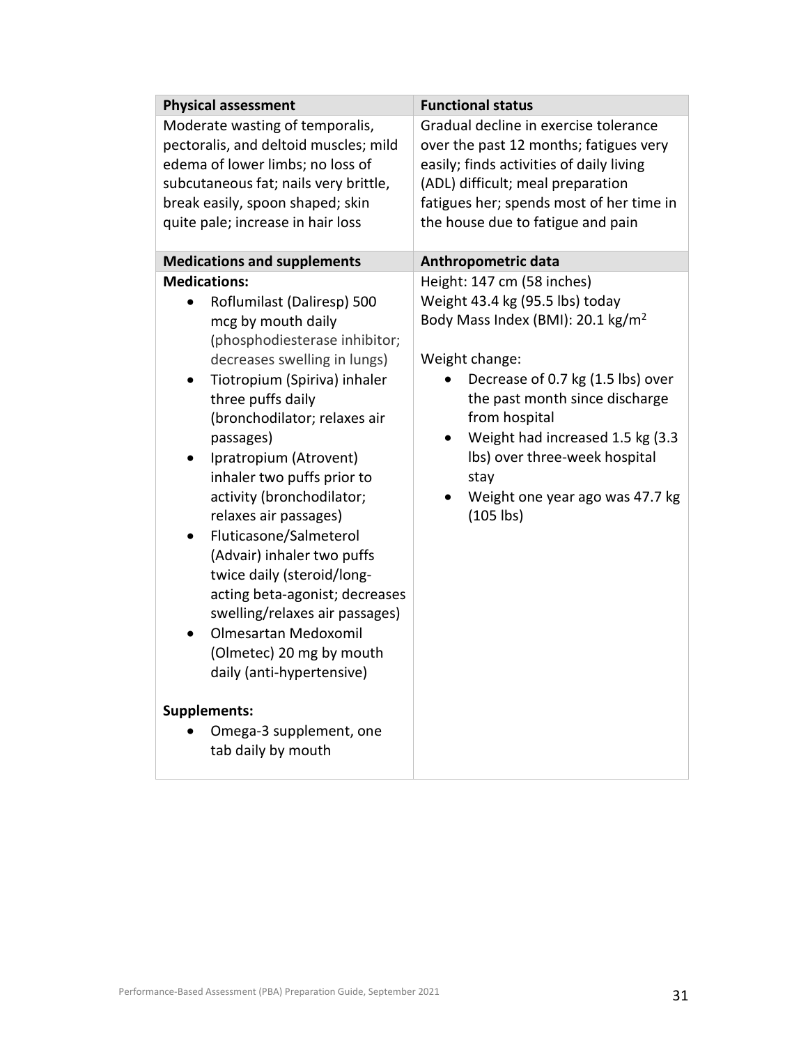| Physical assessment | Functional status |
|---|---|
| Moderate wasting of temporalis, pectoralis, and deltoid muscles; mild edema of lower limbs; no loss of subcutaneous fat; nails very brittle, break easily, spoon shaped; skin quite pale; increase in hair loss | Gradual decline in exercise tolerance over the past 12 months; fatigues very easily; finds activities of daily living (ADL) difficult; meal preparation fatigues her; spends most of her time in the house due to fatigue and pain |

| Medications and supplements | Anthropometric data |
|---|---|
| **Medications:**<br>• Roflumilast (Daliresp) 500 mcg by mouth daily (phosphodiesterase inhibitor; decreases swelling in lungs)<br>• Tiotropium (Spiriva) inhaler three puffs daily (bronchodilator; relaxes air passages)<br>• Ipratropium (Atrovent) inhaler two puffs prior to activity (bronchodilator; relaxes air passages)<br>• Fluticasone/Salmeterol (Advair) inhaler two puffs twice daily (steroid/long-acting beta-agonist; decreases swelling/relaxes air passages)<br>• Olmesartan Medoxomil (Olmetec) 20 mg by mouth daily (anti-hypertensive)<br><br>**Supplements:**<br>• Omega-3 supplement, one tab daily by mouth | Height: 147 cm (58 inches)<br>Weight 43.4 kg (95.5 lbs) today<br>Body Mass Index (BMI): 20.1 kg/m$^2$<br><br>Weight change:<br>• Decrease of 0.7 kg (1.5 lbs) over the past month since discharge from hospital<br>• Weight had increased 1.5 kg (3.3 lbs) over three-week hospital stay<br>• Weight one year ago was 47.7 kg (105 lbs) |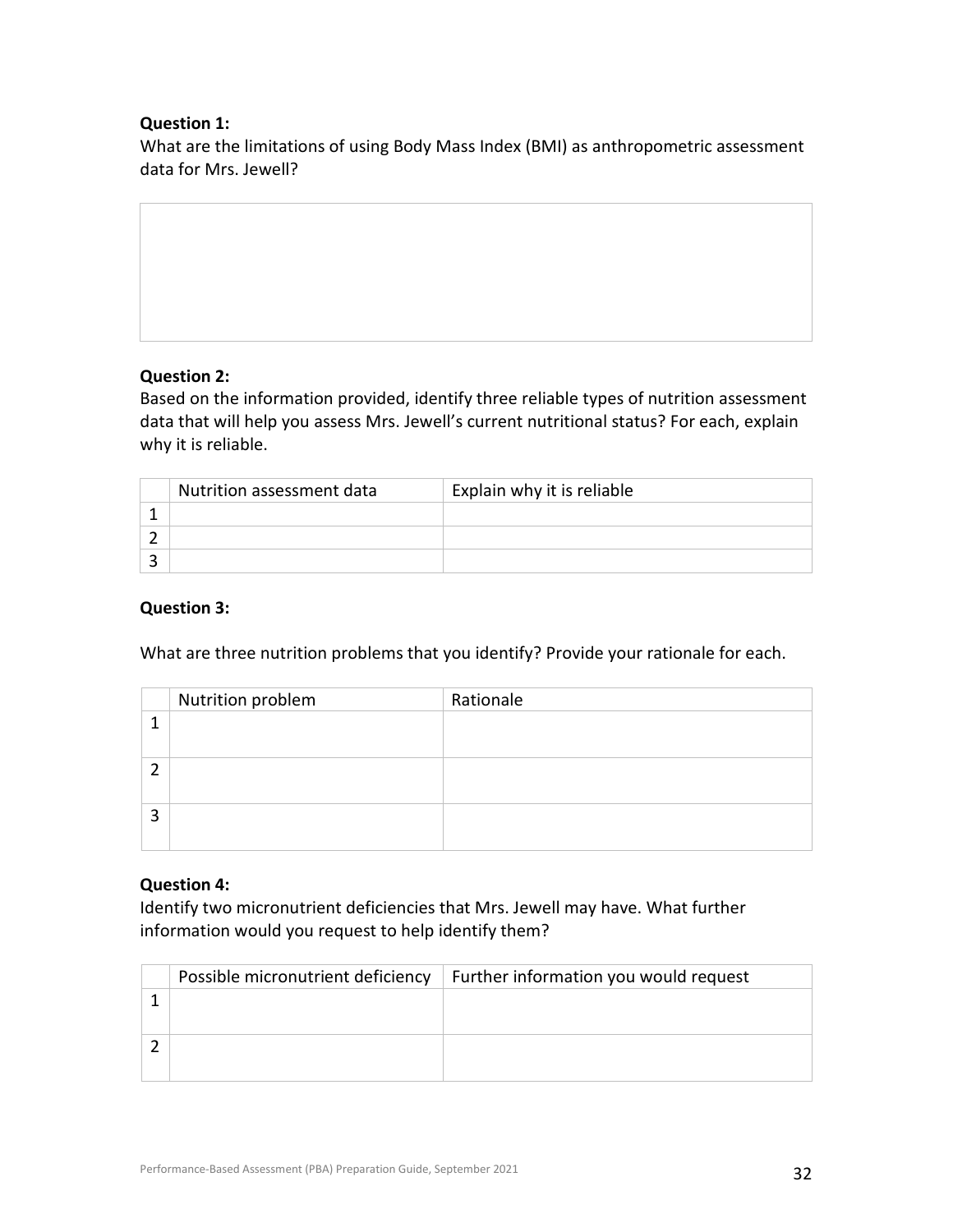**Question 1:**

What are the limitations of using Body Mass Index (BMI) as anthropometric assessment data for Mrs. Jewell?

**Question 2:**

Based on the information provided, identify three reliable types of nutrition assessment data that will help you assess Mrs. Jewell's current nutritional status? For each, explain why it is reliable.

| | Nutrition assessment data | Explain why it is reliable |
|---|---|---|
| 1 | | |
| 2 | | |
| 3 | | |

**Question 3:**

What are three nutrition problems that you identify? Provide your rationale for each.

| | Nutrition problem | Rationale |
|---|---|---|
| 1 | | |
| 2 | | |
| 3 | | |

**Question 4:**

Identify two micronutrient deficiencies that Mrs. Jewell may have. What further information would you request to help identify them?

| | Possible micronutrient deficiency | Further information you would request |
|---|---|---|
| 1 | | |
| 2 | | |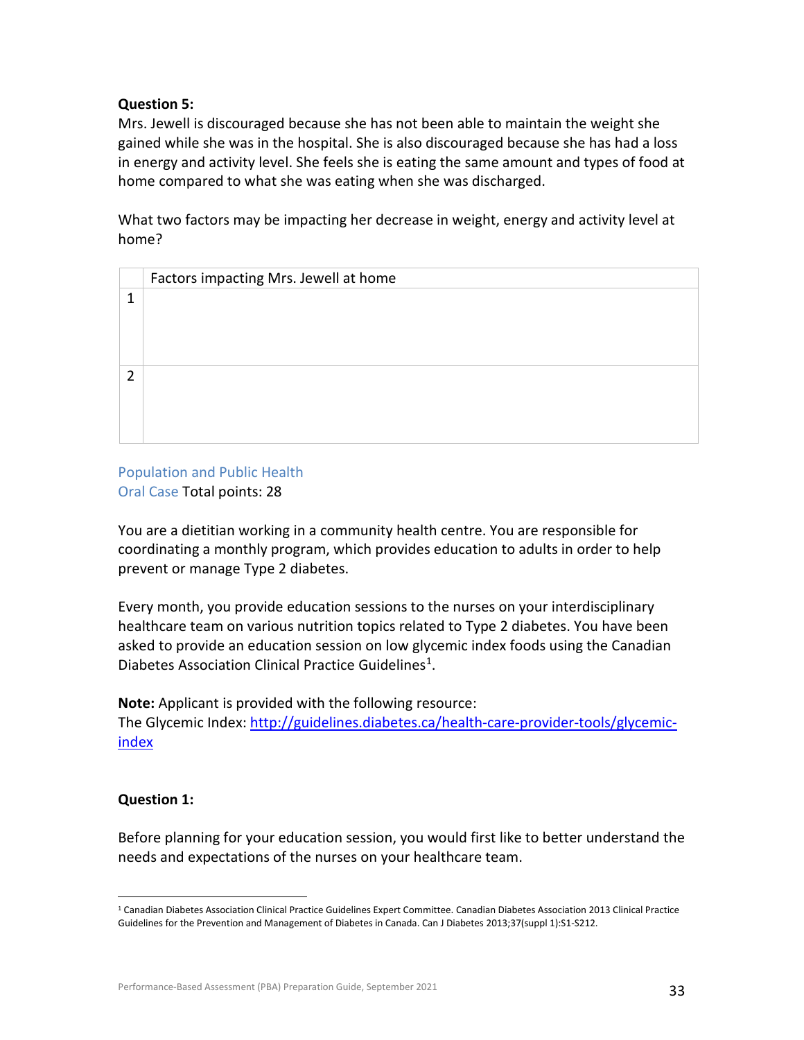**Question 5:**
Mrs. Jewell is discouraged because she has not been able to maintain the weight she gained while she was in the hospital. She is also discouraged because she has had a loss in energy and activity level. She feels she is eating the same amount and types of food at home compared to what she was eating when she was discharged.

What two factors may be impacting her decrease in weight, energy and activity level at home?

| | Factors impacting Mrs. Jewell at home |
|---|---|
| 1 | |
| 2 | |

Population and Public Health
Oral Case Total points: 28

You are a dietitian working in a community health centre. You are responsible for coordinating a monthly program, which provides education to adults in order to help prevent or manage Type 2 diabetes.

Every month, you provide education sessions to the nurses on your interdisciplinary healthcare team on various nutrition topics related to Type 2 diabetes. You have been asked to provide an education session on low glycemic index foods using the Canadian Diabetes Association Clinical Practice Guidelines[1].

**Note:** Applicant is provided with the following resource:
The Glycemic Index: [http://guidelines.diabetes.ca/health-care-provider-tools/glycemic-index](http://guidelines.diabetes.ca/health-care-provider-tools/glycemic-index)

**Question 1:**

Before planning for your education session, you would first like to better understand the needs and expectations of the nurses on your healthcare team.

[1] Canadian Diabetes Association Clinical Practice Guidelines Expert Committee. Canadian Diabetes Association 2013 Clinical Practice Guidelines for the Prevention and Management of Diabetes in Canada. Can J Diabetes 2013;37(suppl 1):S1-S212.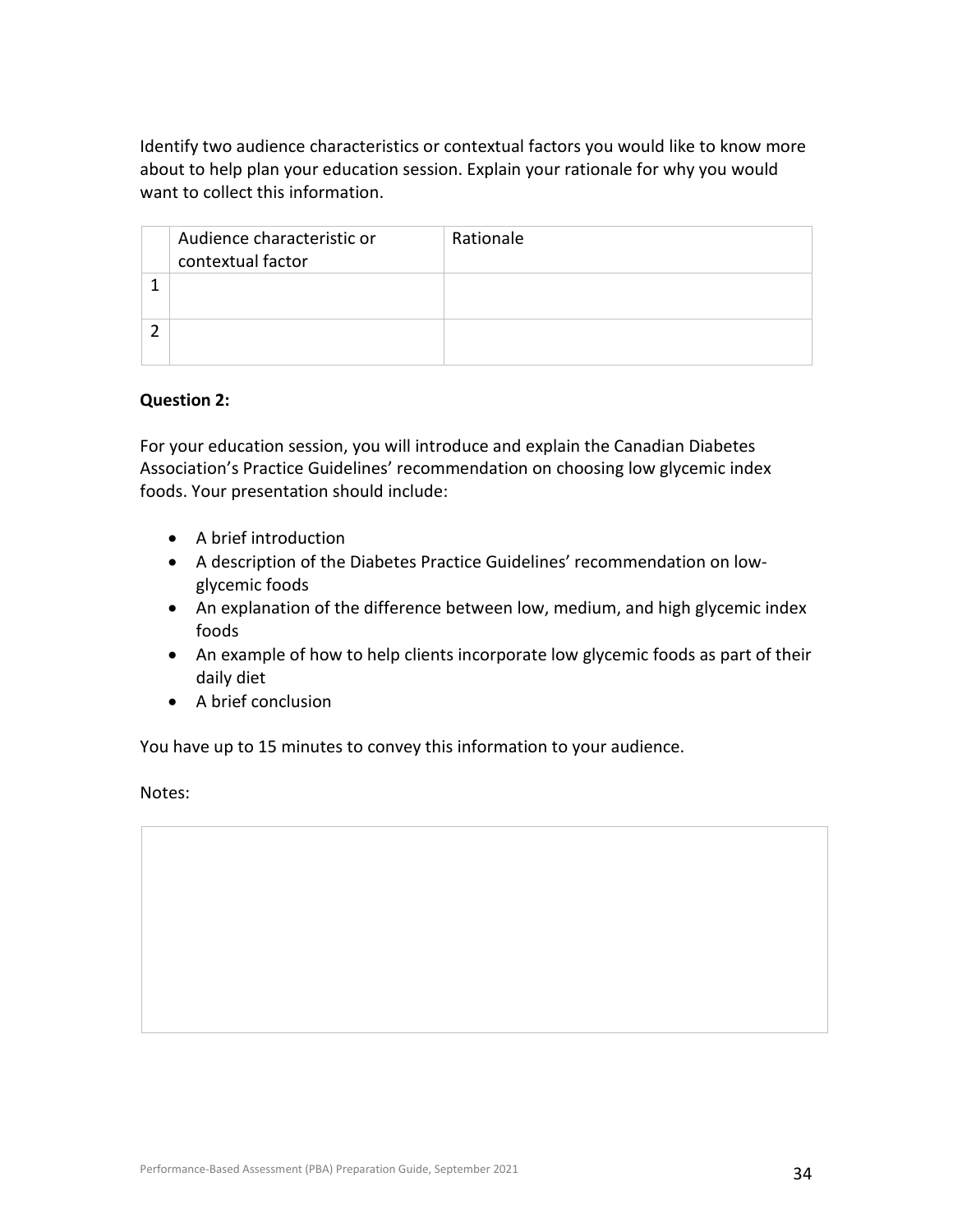Identify two audience characteristics or contextual factors you would like to know more about to help plan your education session. Explain your rationale for why you would want to collect this information.

| | Audience characteristic or contextual factor | Rationale |
|---|---|---|
| 1 | | |
| 2 | | |

**Question 2:**

For your education session, you will introduce and explain the Canadian Diabetes Association's Practice Guidelines' recommendation on choosing low glycemic index foods. Your presentation should include:

- A brief introduction
- A description of the Diabetes Practice Guidelines' recommendation on low-glycemic foods
- An explanation of the difference between low, medium, and high glycemic index foods
- An example of how to help clients incorporate low glycemic foods as part of their daily diet
- A brief conclusion

You have up to 15 minutes to convey this information to your audience.

Notes:

| |
|---|
| |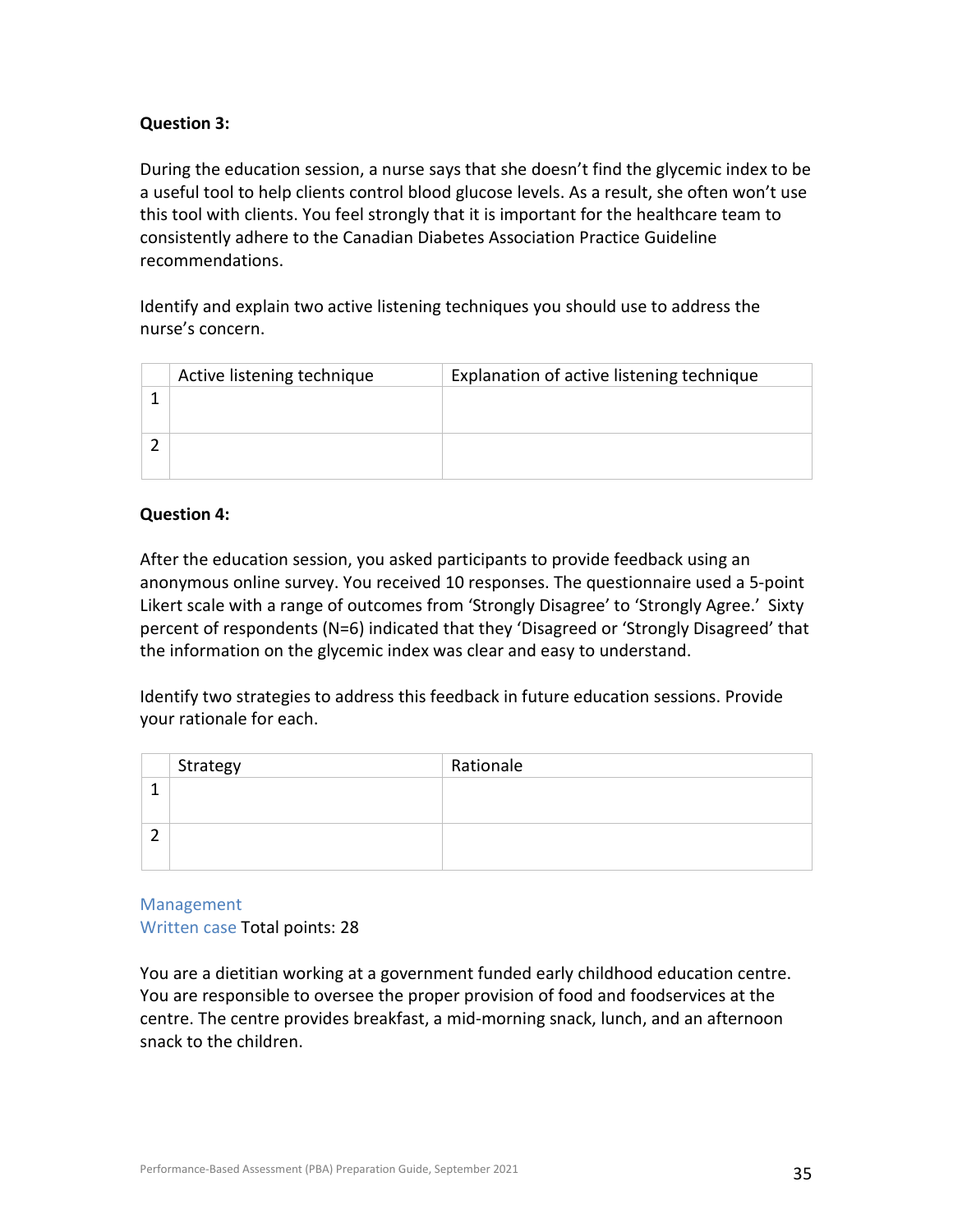**Question 3:**

During the education session, a nurse says that she doesn't find the glycemic index to be a useful tool to help clients control blood glucose levels. As a result, she often won't use this tool with clients. You feel strongly that it is important for the healthcare team to consistently adhere to the Canadian Diabetes Association Practice Guideline recommendations.

Identify and explain two active listening techniques you should use to address the nurse's concern.

| | Active listening technique | Explanation of active listening technique |
|---|---|---|
| 1 | | |
| 2 | | |

**Question 4:**

After the education session, you asked participants to provide feedback using an anonymous online survey. You received 10 responses. The questionnaire used a 5-point Likert scale with a range of outcomes from 'Strongly Disagree' to 'Strongly Agree.' Sixty percent of respondents (N=6) indicated that they 'Disagreed or 'Strongly Disagreed' that the information on the glycemic index was clear and easy to understand.

Identify two strategies to address this feedback in future education sessions. Provide your rationale for each.

| | Strategy | Rationale |
|---|---|---|
| 1 | | |
| 2 | | |

Management
Written case Total points: 28

You are a dietitian working at a government funded early childhood education centre. You are responsible to oversee the proper provision of food and foodservices at the centre. The centre provides breakfast, a mid-morning snack, lunch, and an afternoon snack to the children.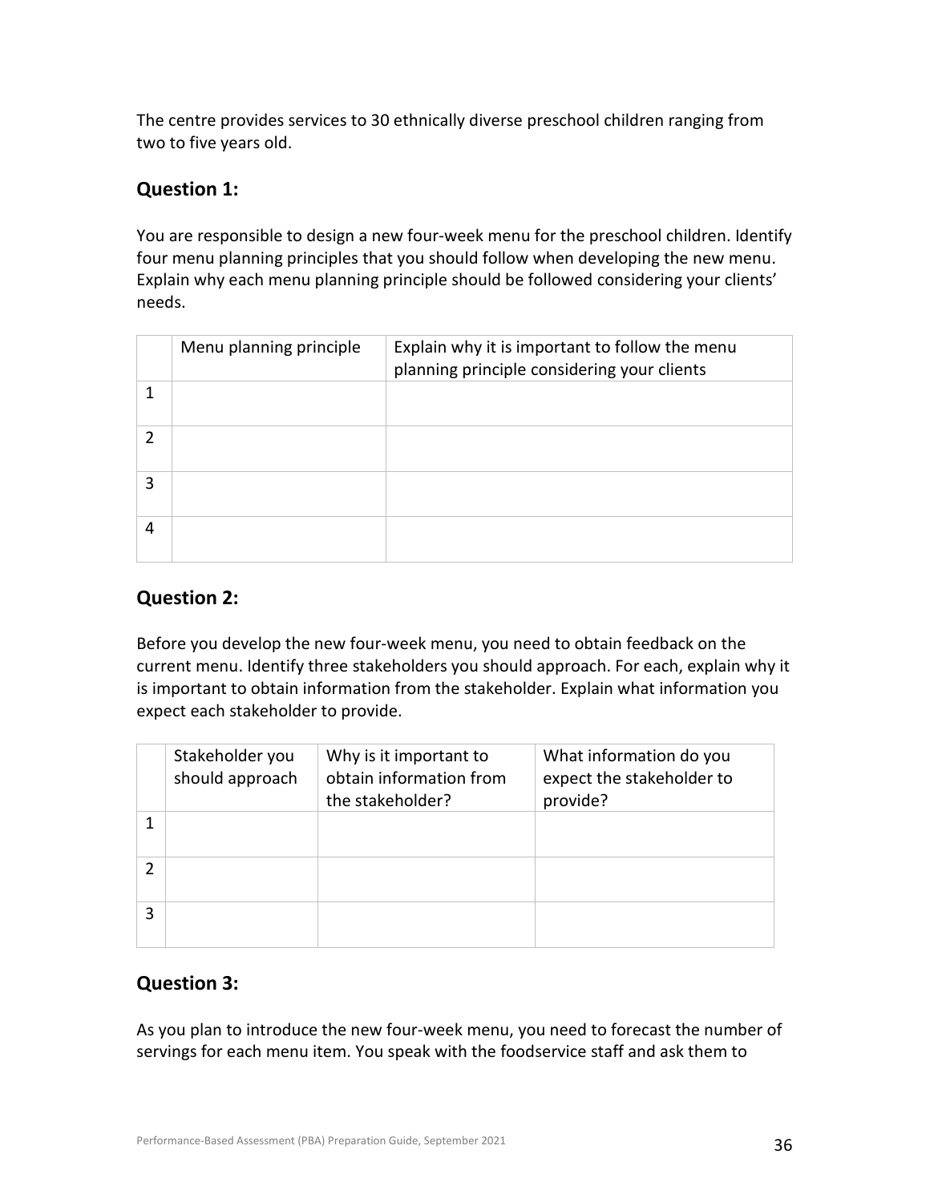The centre provides services to 30 ethnically diverse preschool children ranging from two to five years old.

## Question 1:

You are responsible to design a new four-week menu for the preschool children. Identify four menu planning principles that you should follow when developing the new menu. Explain why each menu planning principle should be followed considering your clients' needs.

| | Menu planning principle | Explain why it is important to follow the menu planning principle considering your clients |
|---|---|---|
| 1 | | |
| 2 | | |
| 3 | | |
| 4 | | |

## Question 2:

Before you develop the new four-week menu, you need to obtain feedback on the current menu. Identify three stakeholders you should approach. For each, explain why it is important to obtain information from the stakeholder. Explain what information you expect each stakeholder to provide.

| | Stakeholder you should approach | Why is it important to obtain information from the stakeholder? | What information do you expect the stakeholder to provide? |
|---|---|---|---|
| 1 | | | |
| 2 | | | |
| 3 | | | |

## Question 3:

As you plan to introduce the new four-week menu, you need to forecast the number of servings for each menu item. You speak with the foodservice staff and ask them to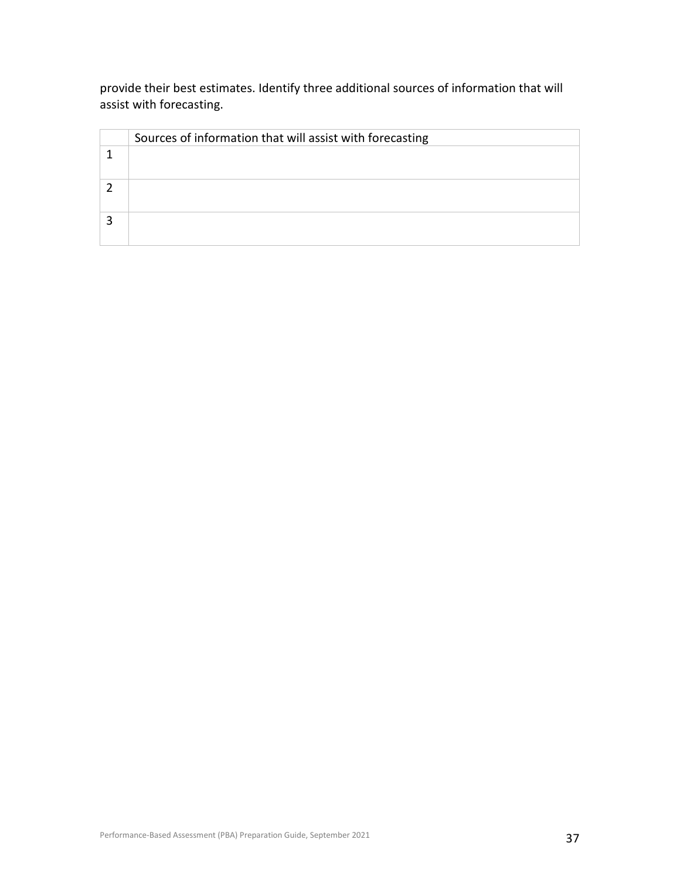provide their best estimates. Identify three additional sources of information that will assist with forecasting.

| | Sources of information that will assist with forecasting |
|---|---|
| 1 | |
| 2 | |
| 3 | |